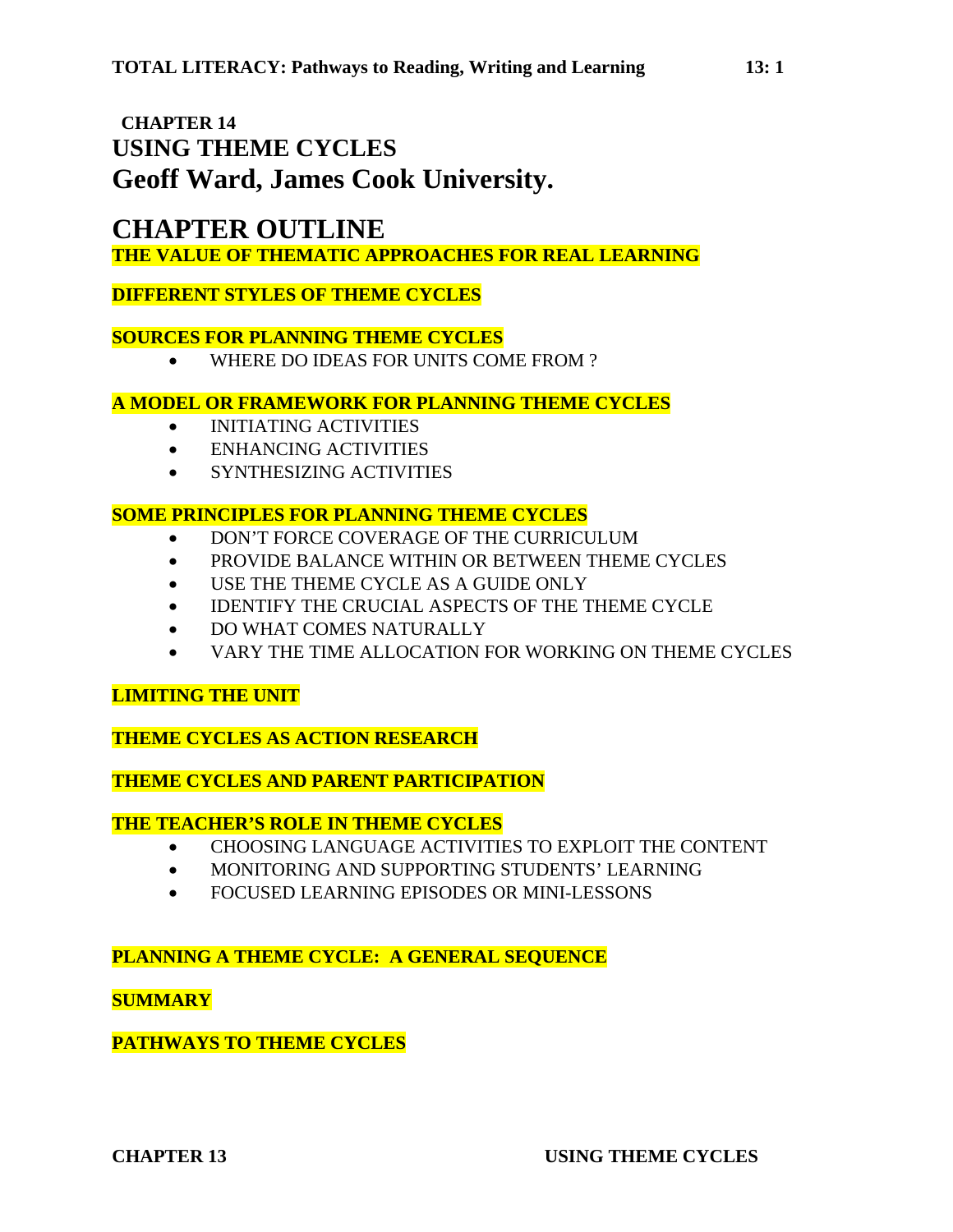## CHAPTER 14

# USING THEME CYCLES

# Geoff Ward, James Cook University.

## CHAPTER OUTLINE

**THE VALUE OF THEMATIC APPROACHES FOR REAL LEARNING**

**DIFFERENT STYLES OF THEME CYCLES**

**SOURCES FOR PLANNING THEME CYCLES**

- WHERE DO IDEAS FOR UNITS COME FROM ?

**A MODEL OR FRAMEWORK FOR PLANNING THEME CYCLES**

- INITIATING ACTIVITIES
- ENHANCING ACTIVITIES
- SYNTHESIZING ACTIVITIES

**SOME PRINCIPLES FOR PLANNING THEME CYCLES**

- DON'T FORCE COVERAGE OF THE CURRICULUM
- PROVIDE BALANCE WITHIN OR BETWEEN THEME CYCLES
- USE THE THEME CYCLE AS A GUIDE ONLY
- IDENTIFY THE CRUCIAL ASPECTS OF THE THEME CYCLE
- DO WHAT COMES NATURALLY
- VARY THE TIME ALLOCATION FOR WORKING ON THEME CYCLES

**LIMITING THE UNIT**

**THEME CYCLES AS ACTION RESEARCH**

**THEME CYCLES AND PARENT PARTICIPATION**

**THE TEACHER'S ROLE IN THEME CYCLES**

- CHOOSING LANGUAGE ACTIVITIES TO EXPLOIT THE CONTENT
- MONITORING AND SUPPORTING STUDENTS' LEARNING
- FOCUSED LEARNING EPISODES OR MINI-LESSONS

**PLANNING A THEME CYCLE: A GENERAL SEQUENCE**

**SUMMARY**

**PATHWAYS TO THEME CYCLES**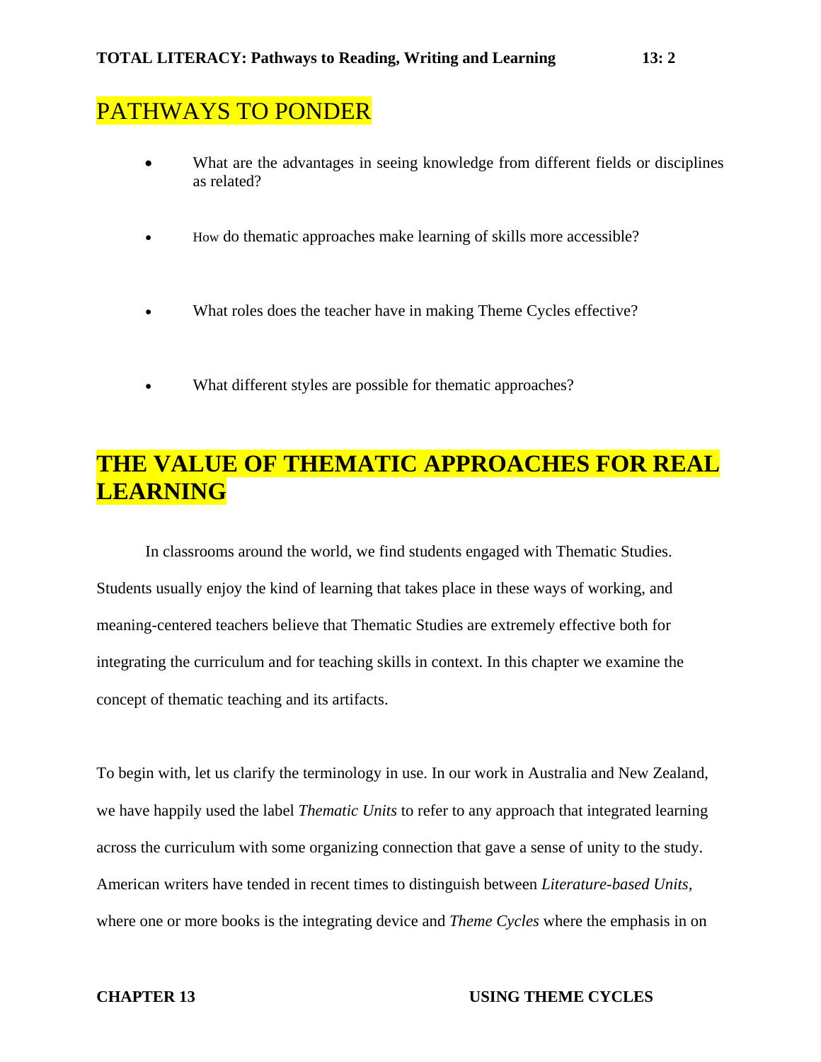## PATHWAYS TO PONDER

- What are the advantages in seeing knowledge from different fields or disciplines as related?
- How do thematic approaches make learning of skills more accessible?
- What roles does the teacher have in making Theme Cycles effective?
- What different styles are possible for thematic approaches?

## THE VALUE OF THEMATIC APPROACHES FOR REAL LEARNING

In classrooms around the world, we find students engaged with Thematic Studies. Students usually enjoy the kind of learning that takes place in these ways of working, and meaning-centered teachers believe that Thematic Studies are extremely effective both for integrating the curriculum and for teaching skills in context. In this chapter we examine the concept of thematic teaching and its artifacts.

To begin with, let us clarify the terminology in use. In our work in Australia and New Zealand, we have happily used the label *Thematic Units* to refer to any approach that integrated learning across the curriculum with some organizing connection that gave a sense of unity to the study. American writers have tended in recent times to distinguish between *Literature-based Units,* where one or more books is the integrating device and *Theme Cycles* where the emphasis in on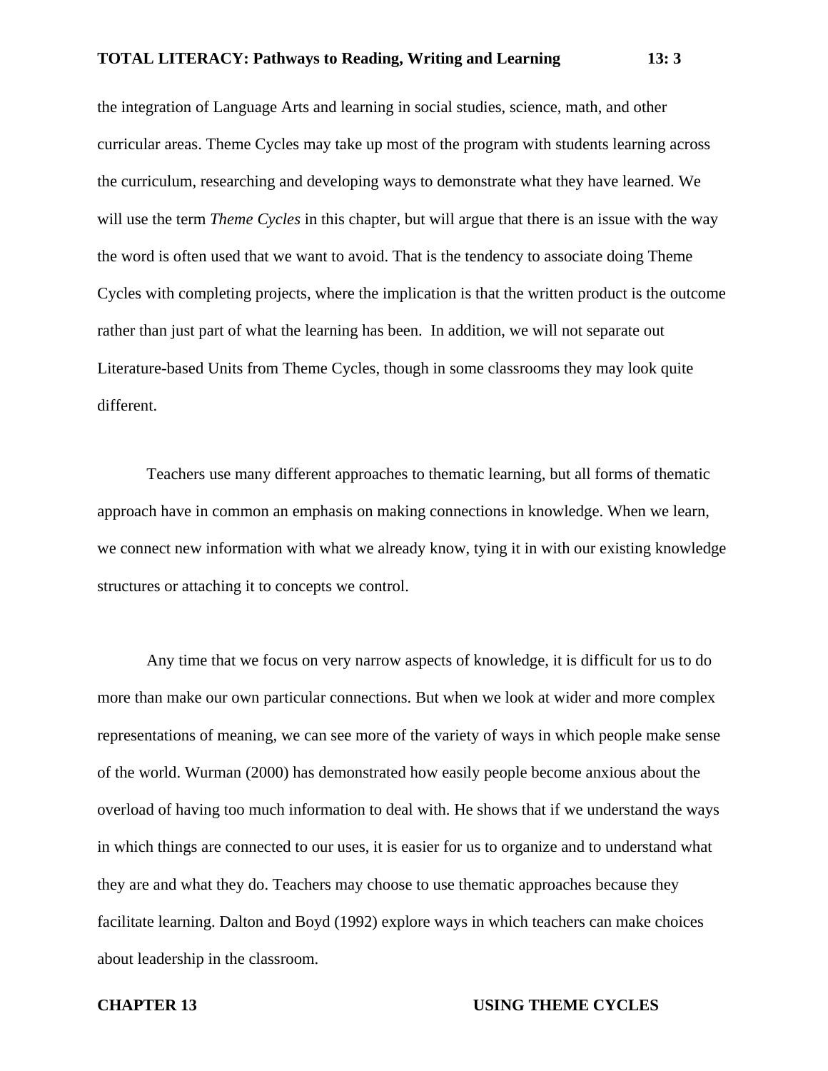the integration of Language Arts and learning in social studies, science, math, and other curricular areas. Theme Cycles may take up most of the program with students learning across the curriculum, researching and developing ways to demonstrate what they have learned. We will use the term *Theme Cycles* in this chapter, but will argue that there is an issue with the way the word is often used that we want to avoid. That is the tendency to associate doing Theme Cycles with completing projects, where the implication is that the written product is the outcome rather than just part of what the learning has been.  In addition, we will not separate out Literature-based Units from Theme Cycles, though in some classrooms they may look quite different.

Teachers use many different approaches to thematic learning, but all forms of thematic approach have in common an emphasis on making connections in knowledge. When we learn, we connect new information with what we already know, tying it in with our existing knowledge structures or attaching it to concepts we control.

Any time that we focus on very narrow aspects of knowledge, it is difficult for us to do more than make our own particular connections. But when we look at wider and more complex representations of meaning, we can see more of the variety of ways in which people make sense of the world. Wurman (2000) has demonstrated how easily people become anxious about the overload of having too much information to deal with. He shows that if we understand the ways in which things are connected to our uses, it is easier for us to organize and to understand what they are and what they do. Teachers may choose to use thematic approaches because they facilitate learning. Dalton and Boyd (1992) explore ways in which teachers can make choices about leadership in the classroom.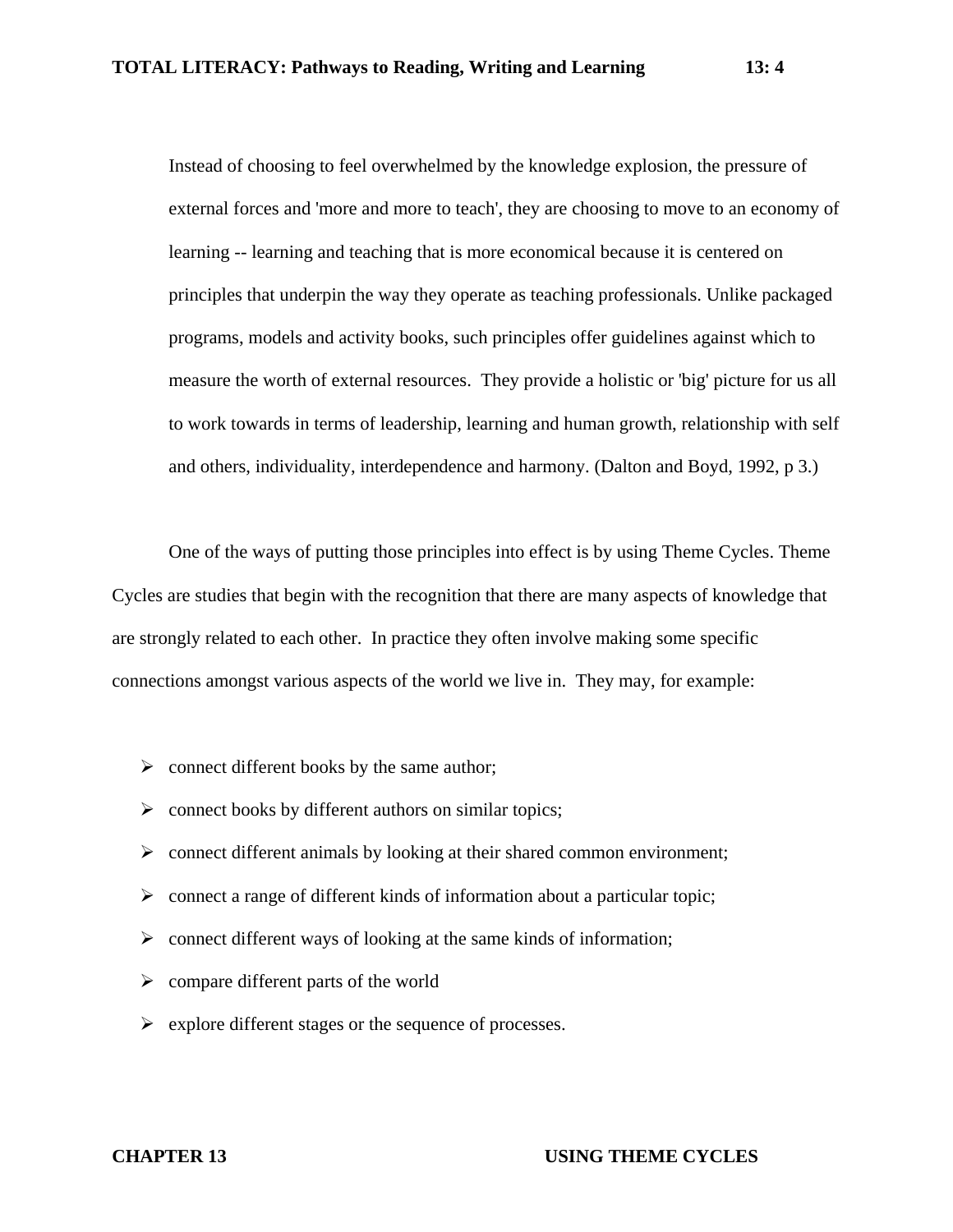> Instead of choosing to feel overwhelmed by the knowledge explosion, the pressure of external forces and 'more and more to teach', they are choosing to move to an economy of learning -- learning and teaching that is more economical because it is centered on principles that underpin the way they operate as teaching professionals. Unlike packaged programs, models and activity books, such principles offer guidelines against which to measure the worth of external resources. They provide a holistic or 'big' picture for us all to work towards in terms of leadership, learning and human growth, relationship with self and others, individuality, interdependence and harmony. (Dalton and Boyd, 1992, p 3.)

One of the ways of putting those principles into effect is by using Theme Cycles. Theme Cycles are studies that begin with the recognition that there are many aspects of knowledge that are strongly related to each other. In practice they often involve making some specific connections amongst various aspects of the world we live in. They may, for example:

- connect different books by the same author;
- connect books by different authors on similar topics;
- connect different animals by looking at their shared common environment;
- connect a range of different kinds of information about a particular topic;
- connect different ways of looking at the same kinds of information;
- compare different parts of the world
- explore different stages or the sequence of processes.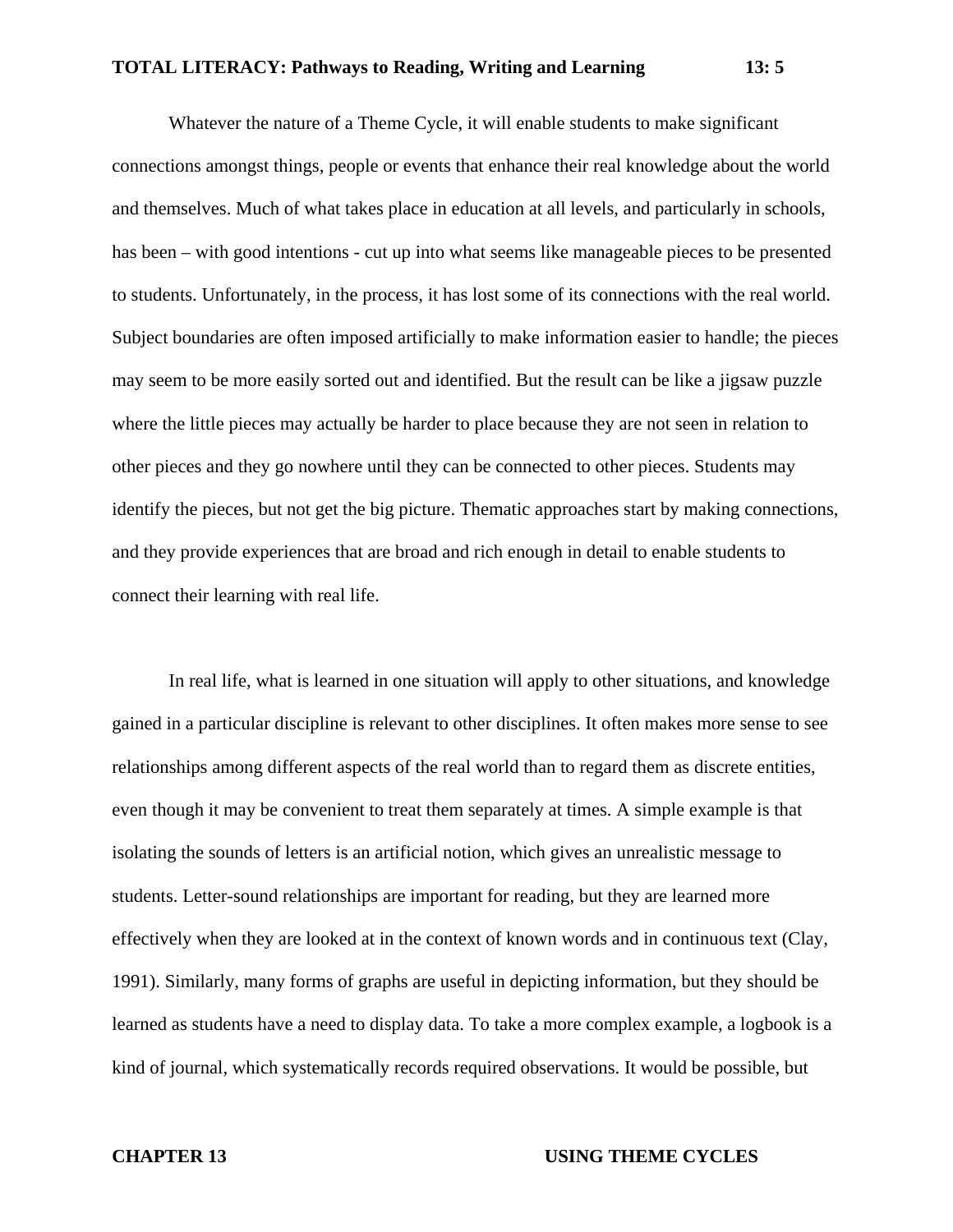Whatever the nature of a Theme Cycle, it will enable students to make significant connections amongst things, people or events that enhance their real knowledge about the world and themselves. Much of what takes place in education at all levels, and particularly in schools, has been – with good intentions - cut up into what seems like manageable pieces to be presented to students. Unfortunately, in the process, it has lost some of its connections with the real world. Subject boundaries are often imposed artificially to make information easier to handle; the pieces may seem to be more easily sorted out and identified. But the result can be like a jigsaw puzzle where the little pieces may actually be harder to place because they are not seen in relation to other pieces and they go nowhere until they can be connected to other pieces. Students may identify the pieces, but not get the big picture. Thematic approaches start by making connections, and they provide experiences that are broad and rich enough in detail to enable students to connect their learning with real life.

In real life, what is learned in one situation will apply to other situations, and knowledge gained in a particular discipline is relevant to other disciplines. It often makes more sense to see relationships among different aspects of the real world than to regard them as discrete entities, even though it may be convenient to treat them separately at times. A simple example is that isolating the sounds of letters is an artificial notion, which gives an unrealistic message to students. Letter-sound relationships are important for reading, but they are learned more effectively when they are looked at in the context of known words and in continuous text (Clay, 1991). Similarly, many forms of graphs are useful in depicting information, but they should be learned as students have a need to display data. To take a more complex example, a logbook is a kind of journal, which systematically records required observations. It would be possible, but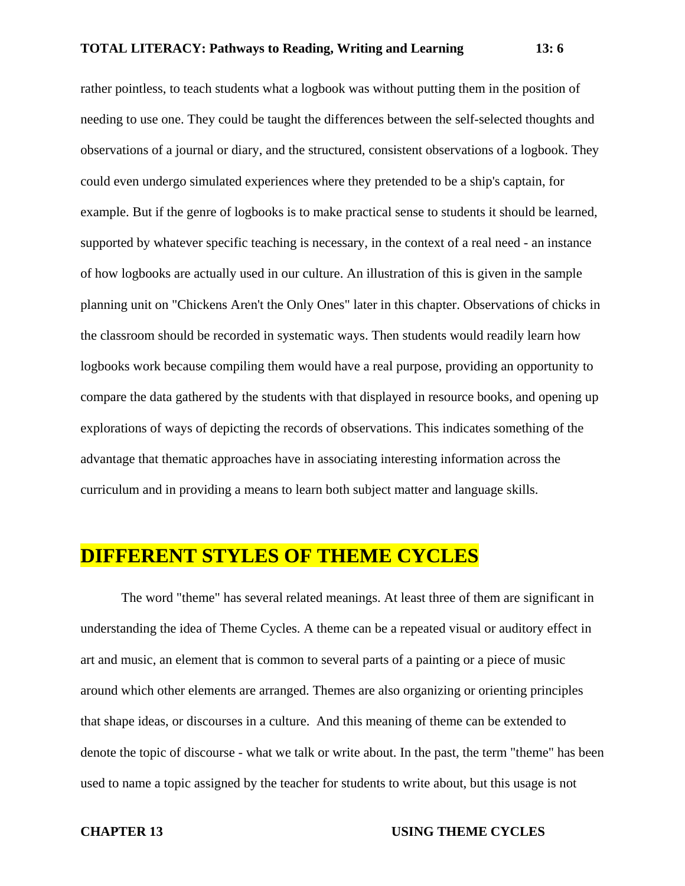rather pointless, to teach students what a logbook was without putting them in the position of needing to use one. They could be taught the differences between the self-selected thoughts and observations of a journal or diary, and the structured, consistent observations of a logbook. They could even undergo simulated experiences where they pretended to be a ship's captain, for example. But if the genre of logbooks is to make practical sense to students it should be learned, supported by whatever specific teaching is necessary, in the context of a real need - an instance of how logbooks are actually used in our culture. An illustration of this is given in the sample planning unit on "Chickens Aren't the Only Ones" later in this chapter. Observations of chicks in the classroom should be recorded in systematic ways. Then students would readily learn how logbooks work because compiling them would have a real purpose, providing an opportunity to compare the data gathered by the students with that displayed in resource books, and opening up explorations of ways of depicting the records of observations. This indicates something of the advantage that thematic approaches have in associating interesting information across the curriculum and in providing a means to learn both subject matter and language skills.

## DIFFERENT STYLES OF THEME CYCLES

The word "theme" has several related meanings. At least three of them are significant in understanding the idea of Theme Cycles. A theme can be a repeated visual or auditory effect in art and music, an element that is common to several parts of a painting or a piece of music around which other elements are arranged. Themes are also organizing or orienting principles that shape ideas, or discourses in a culture. And this meaning of theme can be extended to denote the topic of discourse - what we talk or write about. In the past, the term "theme" has been used to name a topic assigned by the teacher for students to write about, but this usage is not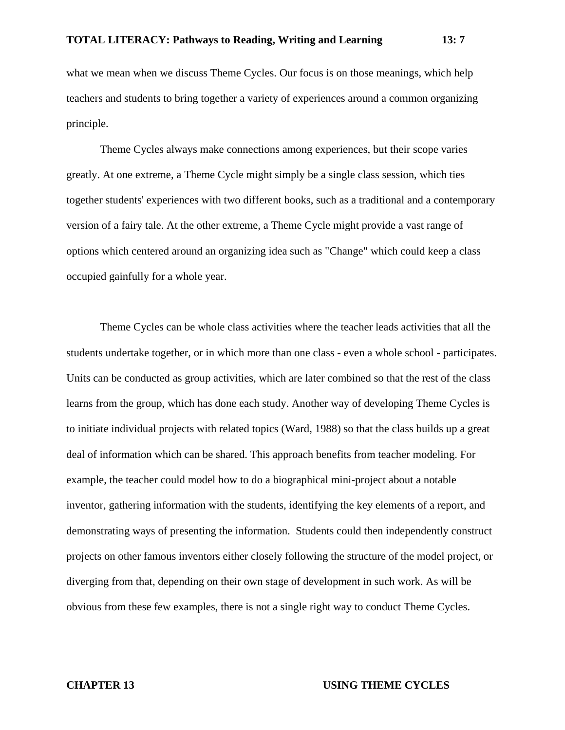what we mean when we discuss Theme Cycles. Our focus is on those meanings, which help teachers and students to bring together a variety of experiences around a common organizing principle.

Theme Cycles always make connections among experiences, but their scope varies greatly. At one extreme, a Theme Cycle might simply be a single class session, which ties together students' experiences with two different books, such as a traditional and a contemporary version of a fairy tale. At the other extreme, a Theme Cycle might provide a vast range of options which centered around an organizing idea such as "Change" which could keep a class occupied gainfully for a whole year.

Theme Cycles can be whole class activities where the teacher leads activities that all the students undertake together, or in which more than one class - even a whole school - participates. Units can be conducted as group activities, which are later combined so that the rest of the class learns from the group, which has done each study. Another way of developing Theme Cycles is to initiate individual projects with related topics (Ward, 1988) so that the class builds up a great deal of information which can be shared. This approach benefits from teacher modeling. For example, the teacher could model how to do a biographical mini-project about a notable inventor, gathering information with the students, identifying the key elements of a report, and demonstrating ways of presenting the information. Students could then independently construct projects on other famous inventors either closely following the structure of the model project, or diverging from that, depending on their own stage of development in such work. As will be obvious from these few examples, there is not a single right way to conduct Theme Cycles.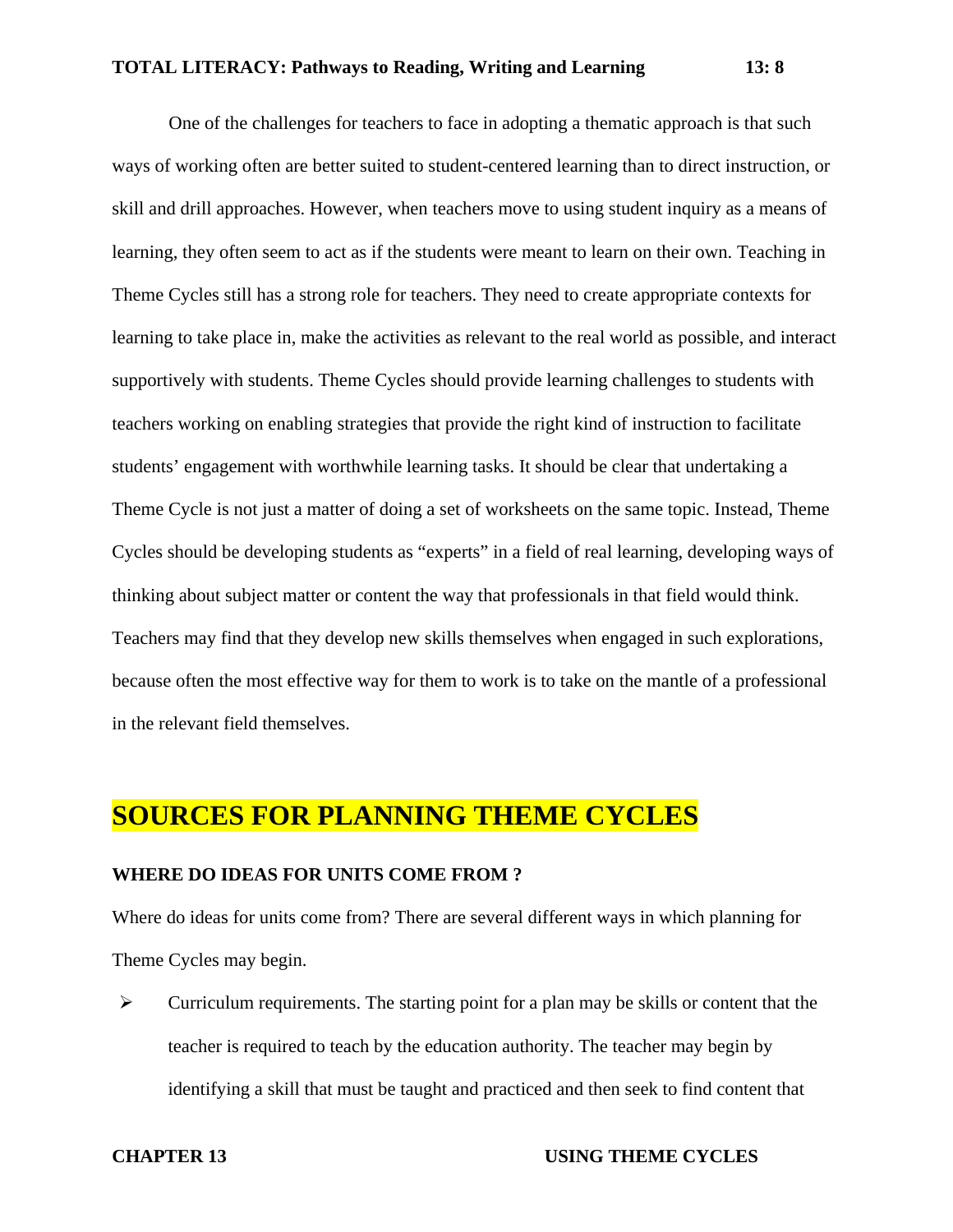One of the challenges for teachers to face in adopting a thematic approach is that such ways of working often are better suited to student-centered learning than to direct instruction, or skill and drill approaches. However, when teachers move to using student inquiry as a means of learning, they often seem to act as if the students were meant to learn on their own. Teaching in Theme Cycles still has a strong role for teachers. They need to create appropriate contexts for learning to take place in, make the activities as relevant to the real world as possible, and interact supportively with students. Theme Cycles should provide learning challenges to students with teachers working on enabling strategies that provide the right kind of instruction to facilitate students' engagement with worthwhile learning tasks. It should be clear that undertaking a Theme Cycle is not just a matter of doing a set of worksheets on the same topic. Instead, Theme Cycles should be developing students as "experts" in a field of real learning, developing ways of thinking about subject matter or content the way that professionals in that field would think. Teachers may find that they develop new skills themselves when engaged in such explorations, because often the most effective way for them to work is to take on the mantle of a professional in the relevant field themselves.

## SOURCES FOR PLANNING THEME CYCLES

### WHERE DO IDEAS FOR UNITS COME FROM ?

Where do ideas for units come from? There are several different ways in which planning for Theme Cycles may begin.

- Curriculum requirements. The starting point for a plan may be skills or content that the teacher is required to teach by the education authority. The teacher may begin by identifying a skill that must be taught and practiced and then seek to find content that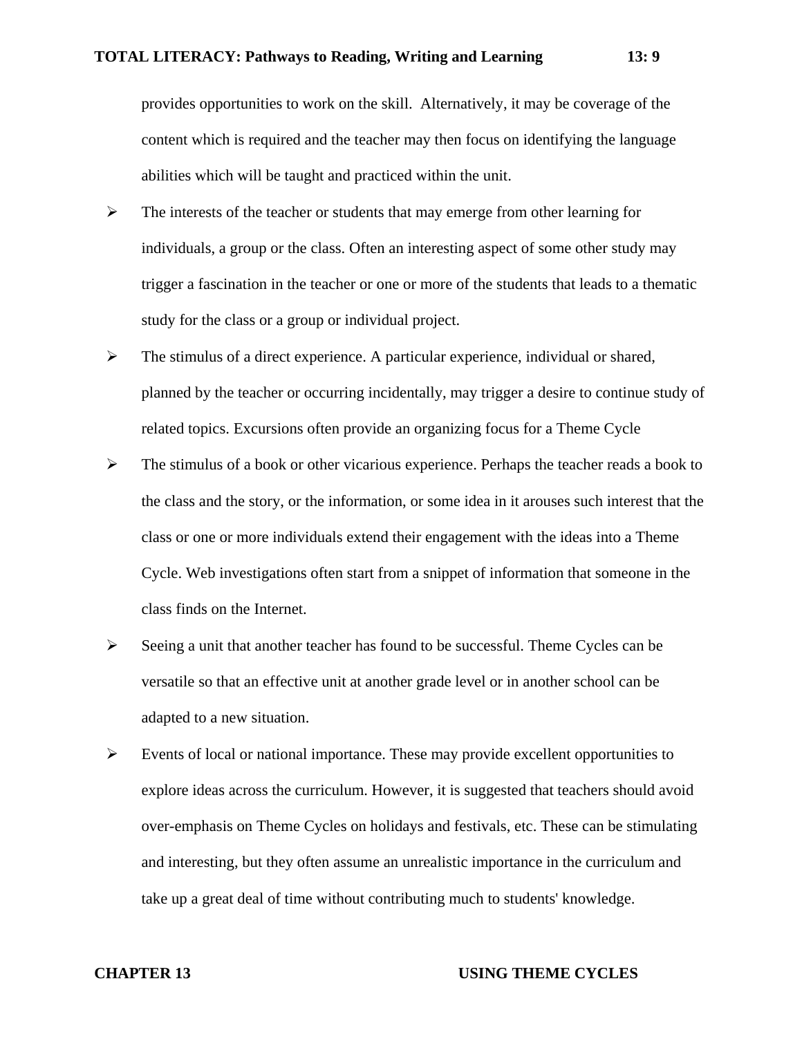provides opportunities to work on the skill. Alternatively, it may be coverage of the content which is required and the teacher may then focus on identifying the language abilities which will be taught and practiced within the unit.

- The interests of the teacher or students that may emerge from other learning for individuals, a group or the class. Often an interesting aspect of some other study may trigger a fascination in the teacher or one or more of the students that leads to a thematic study for the class or a group or individual project.
- The stimulus of a direct experience. A particular experience, individual or shared, planned by the teacher or occurring incidentally, may trigger a desire to continue study of related topics. Excursions often provide an organizing focus for a Theme Cycle
- The stimulus of a book or other vicarious experience. Perhaps the teacher reads a book to the class and the story, or the information, or some idea in it arouses such interest that the class or one or more individuals extend their engagement with the ideas into a Theme Cycle. Web investigations often start from a snippet of information that someone in the class finds on the Internet.
- Seeing a unit that another teacher has found to be successful. Theme Cycles can be versatile so that an effective unit at another grade level or in another school can be adapted to a new situation.
- Events of local or national importance. These may provide excellent opportunities to explore ideas across the curriculum. However, it is suggested that teachers should avoid over-emphasis on Theme Cycles on holidays and festivals, etc. These can be stimulating and interesting, but they often assume an unrealistic importance in the curriculum and take up a great deal of time without contributing much to students' knowledge.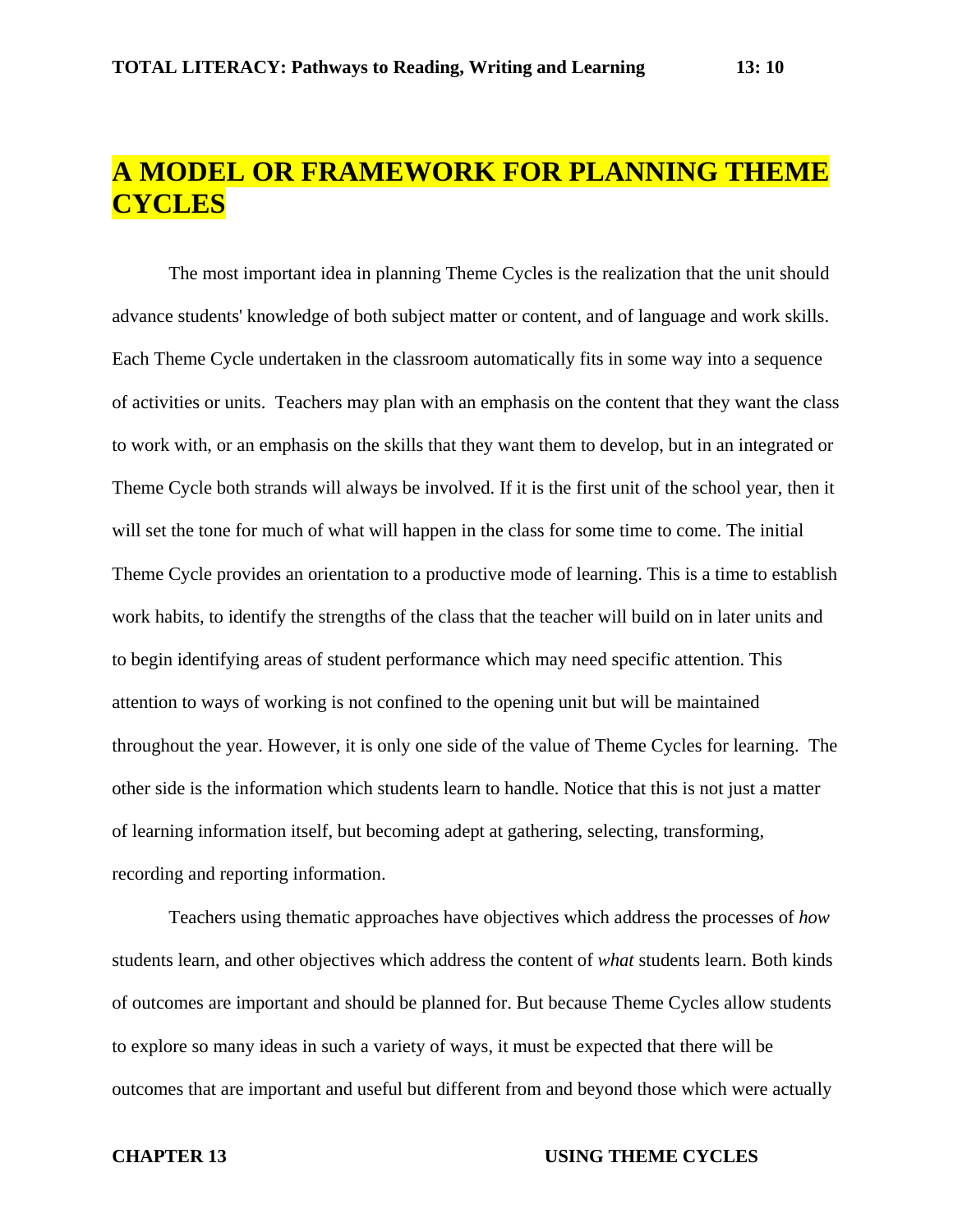# A MODEL OR FRAMEWORK FOR PLANNING THEME CYCLES

The most important idea in planning Theme Cycles is the realization that the unit should advance students' knowledge of both subject matter or content, and of language and work skills. Each Theme Cycle undertaken in the classroom automatically fits in some way into a sequence of activities or units. Teachers may plan with an emphasis on the content that they want the class to work with, or an emphasis on the skills that they want them to develop, but in an integrated or Theme Cycle both strands will always be involved. If it is the first unit of the school year, then it will set the tone for much of what will happen in the class for some time to come. The initial Theme Cycle provides an orientation to a productive mode of learning. This is a time to establish work habits, to identify the strengths of the class that the teacher will build on in later units and to begin identifying areas of student performance which may need specific attention. This attention to ways of working is not confined to the opening unit but will be maintained throughout the year. However, it is only one side of the value of Theme Cycles for learning. The other side is the information which students learn to handle. Notice that this is not just a matter of learning information itself, but becoming adept at gathering, selecting, transforming, recording and reporting information.

Teachers using thematic approaches have objectives which address the processes of *how* students learn, and other objectives which address the content of *what* students learn. Both kinds of outcomes are important and should be planned for. But because Theme Cycles allow students to explore so many ideas in such a variety of ways, it must be expected that there will be outcomes that are important and useful but different from and beyond those which were actually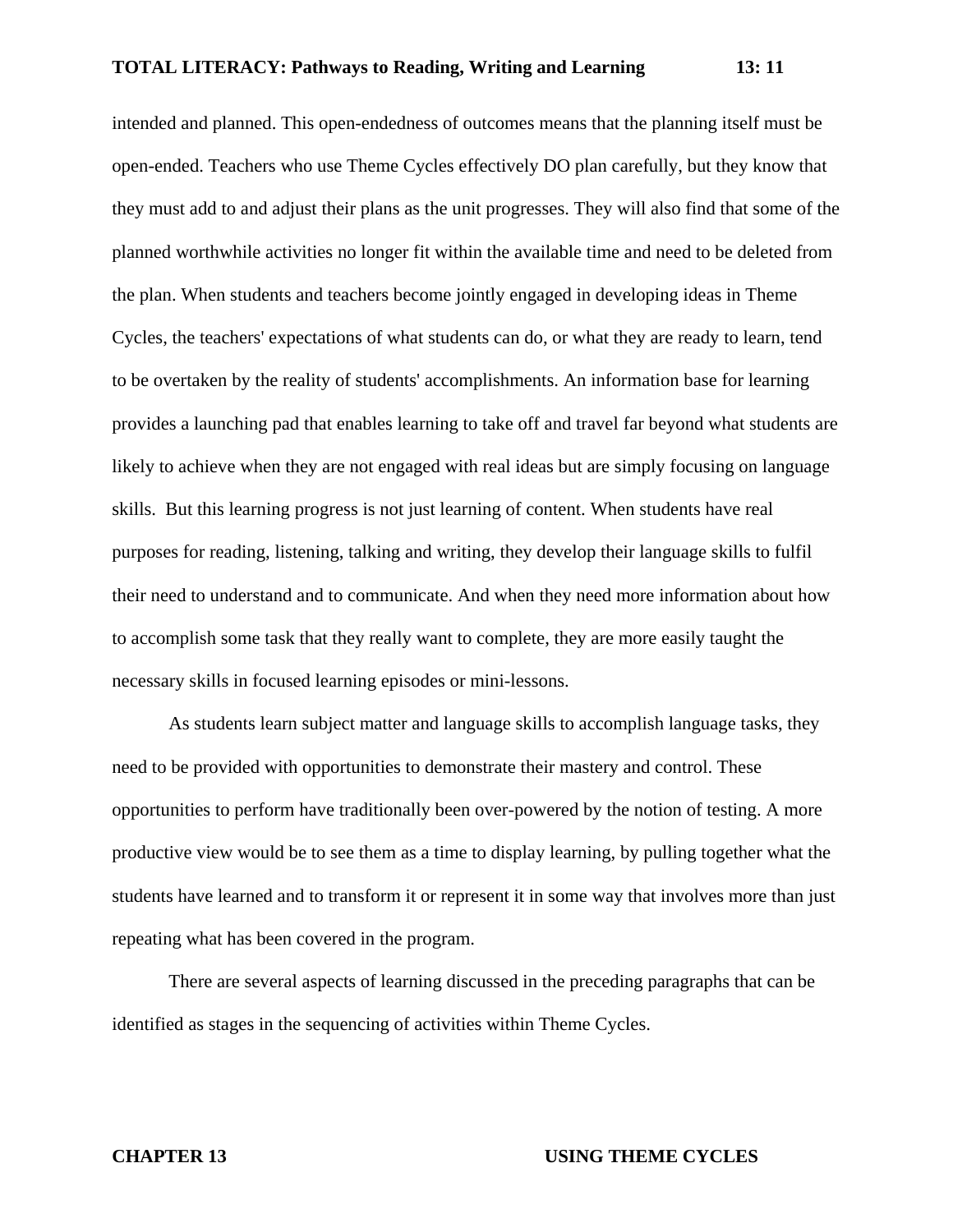intended and planned. This open-endedness of outcomes means that the planning itself must be open-ended. Teachers who use Theme Cycles effectively DO plan carefully, but they know that they must add to and adjust their plans as the unit progresses. They will also find that some of the planned worthwhile activities no longer fit within the available time and need to be deleted from the plan. When students and teachers become jointly engaged in developing ideas in Theme Cycles, the teachers' expectations of what students can do, or what they are ready to learn, tend to be overtaken by the reality of students' accomplishments. An information base for learning provides a launching pad that enables learning to take off and travel far beyond what students are likely to achieve when they are not engaged with real ideas but are simply focusing on language skills. But this learning progress is not just learning of content. When students have real purposes for reading, listening, talking and writing, they develop their language skills to fulfil their need to understand and to communicate. And when they need more information about how to accomplish some task that they really want to complete, they are more easily taught the necessary skills in focused learning episodes or mini-lessons.

As students learn subject matter and language skills to accomplish language tasks, they need to be provided with opportunities to demonstrate their mastery and control. These opportunities to perform have traditionally been over-powered by the notion of testing. A more productive view would be to see them as a time to display learning, by pulling together what the students have learned and to transform it or represent it in some way that involves more than just repeating what has been covered in the program.

There are several aspects of learning discussed in the preceding paragraphs that can be identified as stages in the sequencing of activities within Theme Cycles.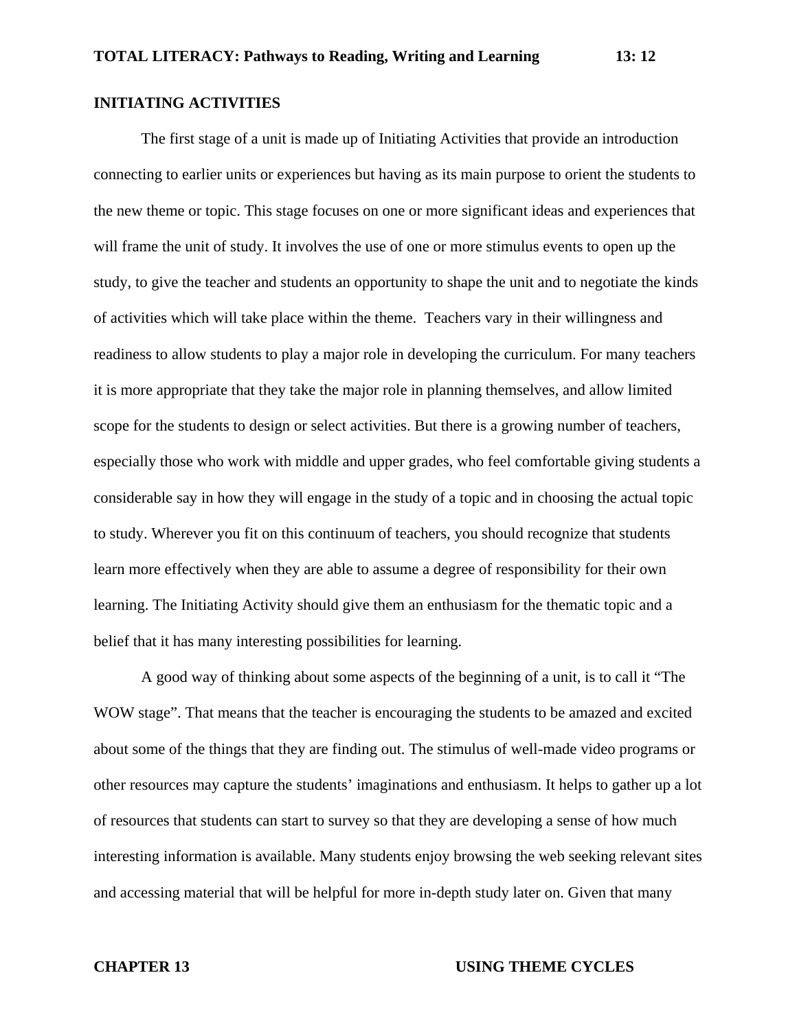## INITIATING ACTIVITIES

The first stage of a unit is made up of Initiating Activities that provide an introduction connecting to earlier units or experiences but having as its main purpose to orient the students to the new theme or topic. This stage focuses on one or more significant ideas and experiences that will frame the unit of study. It involves the use of one or more stimulus events to open up the study, to give the teacher and students an opportunity to shape the unit and to negotiate the kinds of activities which will take place within the theme. Teachers vary in their willingness and readiness to allow students to play a major role in developing the curriculum. For many teachers it is more appropriate that they take the major role in planning themselves, and allow limited scope for the students to design or select activities. But there is a growing number of teachers, especially those who work with middle and upper grades, who feel comfortable giving students a considerable say in how they will engage in the study of a topic and in choosing the actual topic to study. Wherever you fit on this continuum of teachers, you should recognize that students learn more effectively when they are able to assume a degree of responsibility for their own learning. The Initiating Activity should give them an enthusiasm for the thematic topic and a belief that it has many interesting possibilities for learning.

A good way of thinking about some aspects of the beginning of a unit, is to call it "The WOW stage". That means that the teacher is encouraging the students to be amazed and excited about some of the things that they are finding out. The stimulus of well-made video programs or other resources may capture the students' imaginations and enthusiasm. It helps to gather up a lot of resources that students can start to survey so that they are developing a sense of how much interesting information is available. Many students enjoy browsing the web seeking relevant sites and accessing material that will be helpful for more in-depth study later on. Given that many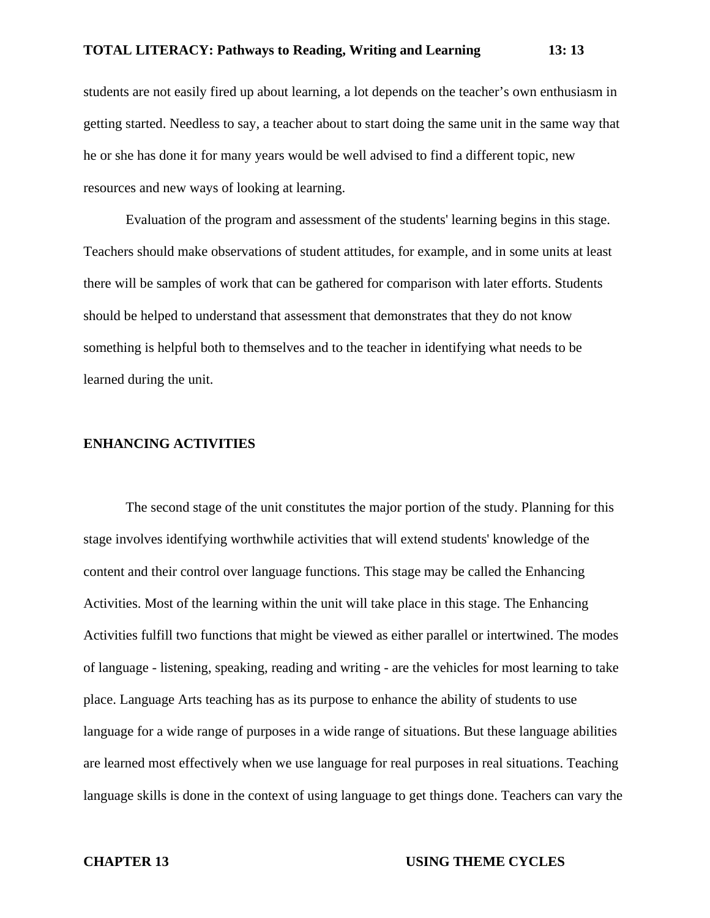students are not easily fired up about learning, a lot depends on the teacher's own enthusiasm in getting started. Needless to say, a teacher about to start doing the same unit in the same way that he or she has done it for many years would be well advised to find a different topic, new resources and new ways of looking at learning.

Evaluation of the program and assessment of the students' learning begins in this stage. Teachers should make observations of student attitudes, for example, and in some units at least there will be samples of work that can be gathered for comparison with later efforts. Students should be helped to understand that assessment that demonstrates that they do not know something is helpful both to themselves and to the teacher in identifying what needs to be learned during the unit.

## ENHANCING ACTIVITIES

The second stage of the unit constitutes the major portion of the study. Planning for this stage involves identifying worthwhile activities that will extend students' knowledge of the content and their control over language functions. This stage may be called the Enhancing Activities. Most of the learning within the unit will take place in this stage. The Enhancing Activities fulfill two functions that might be viewed as either parallel or intertwined. The modes of language - listening, speaking, reading and writing - are the vehicles for most learning to take place. Language Arts teaching has as its purpose to enhance the ability of students to use language for a wide range of purposes in a wide range of situations. But these language abilities are learned most effectively when we use language for real purposes in real situations. Teaching language skills is done in the context of using language to get things done. Teachers can vary the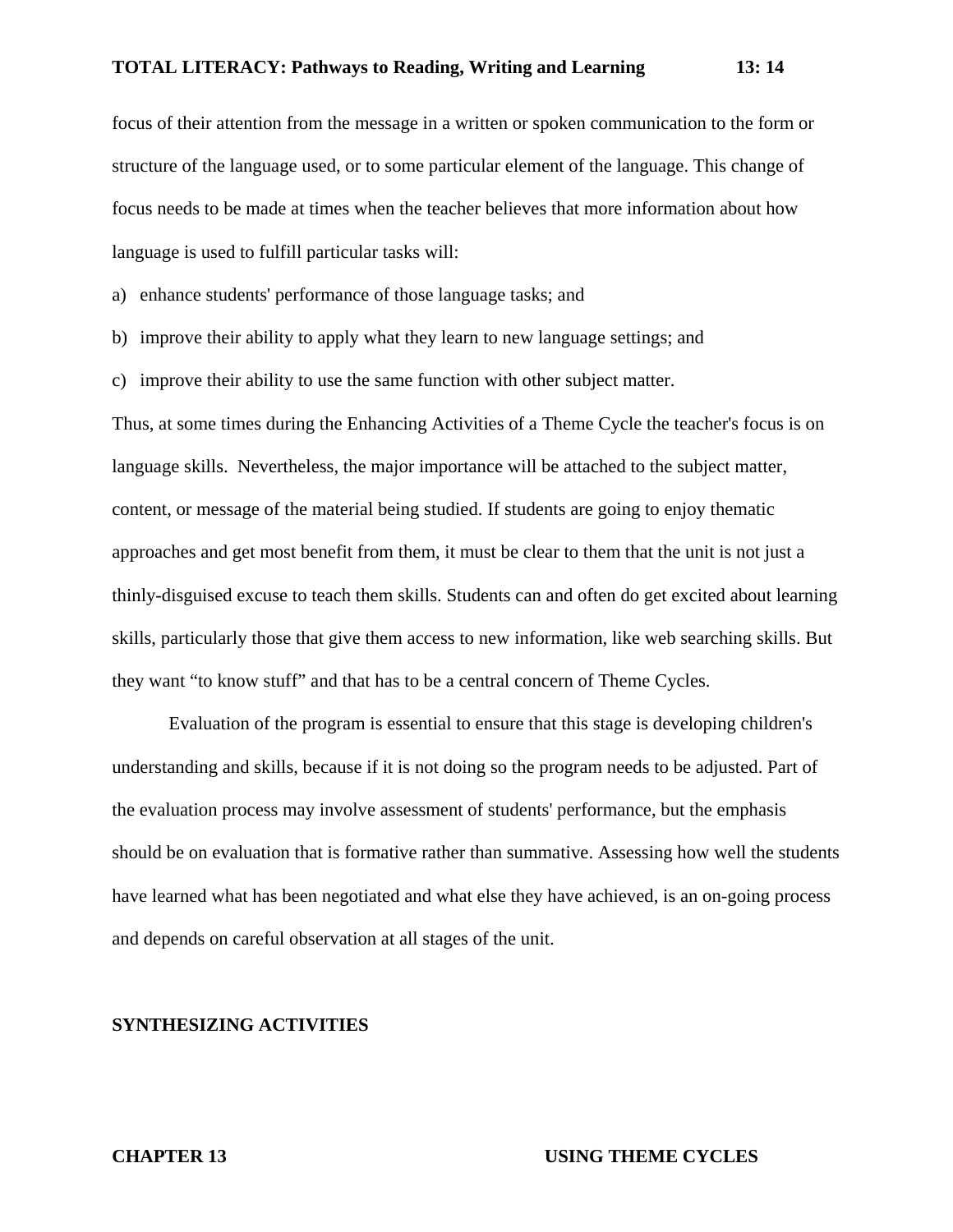focus of their attention from the message in a written or spoken communication to the form or structure of the language used, or to some particular element of the language. This change of focus needs to be made at times when the teacher believes that more information about how language is used to fulfill particular tasks will:

a) enhance students' performance of those language tasks; and

b) improve their ability to apply what they learn to new language settings; and

c) improve their ability to use the same function with other subject matter.

Thus, at some times during the Enhancing Activities of a Theme Cycle the teacher's focus is on language skills. Nevertheless, the major importance will be attached to the subject matter, content, or message of the material being studied. If students are going to enjoy thematic approaches and get most benefit from them, it must be clear to them that the unit is not just a thinly-disguised excuse to teach them skills. Students can and often do get excited about learning skills, particularly those that give them access to new information, like web searching skills. But they want "to know stuff" and that has to be a central concern of Theme Cycles.

Evaluation of the program is essential to ensure that this stage is developing children's understanding and skills, because if it is not doing so the program needs to be adjusted. Part of the evaluation process may involve assessment of students' performance, but the emphasis should be on evaluation that is formative rather than summative. Assessing how well the students have learned what has been negotiated and what else they have achieved, is an on-going process and depends on careful observation at all stages of the unit.

## SYNTHESIZING ACTIVITIES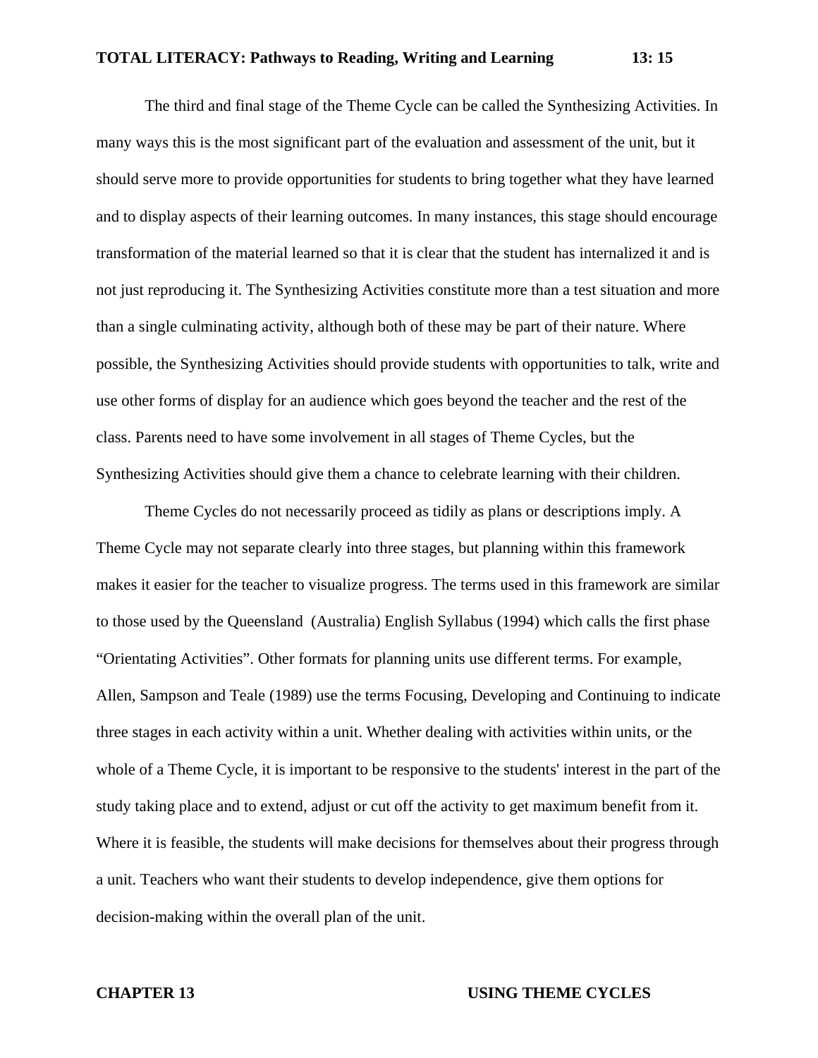The third and final stage of the Theme Cycle can be called the Synthesizing Activities. In many ways this is the most significant part of the evaluation and assessment of the unit, but it should serve more to provide opportunities for students to bring together what they have learned and to display aspects of their learning outcomes. In many instances, this stage should encourage transformation of the material learned so that it is clear that the student has internalized it and is not just reproducing it. The Synthesizing Activities constitute more than a test situation and more than a single culminating activity, although both of these may be part of their nature. Where possible, the Synthesizing Activities should provide students with opportunities to talk, write and use other forms of display for an audience which goes beyond the teacher and the rest of the class. Parents need to have some involvement in all stages of Theme Cycles, but the Synthesizing Activities should give them a chance to celebrate learning with their children.

Theme Cycles do not necessarily proceed as tidily as plans or descriptions imply. A Theme Cycle may not separate clearly into three stages, but planning within this framework makes it easier for the teacher to visualize progress. The terms used in this framework are similar to those used by the Queensland (Australia) English Syllabus (1994) which calls the first phase “Orientating Activities”. Other formats for planning units use different terms. For example, Allen, Sampson and Teale (1989) use the terms Focusing, Developing and Continuing to indicate three stages in each activity within a unit. Whether dealing with activities within units, or the whole of a Theme Cycle, it is important to be responsive to the students' interest in the part of the study taking place and to extend, adjust or cut off the activity to get maximum benefit from it. Where it is feasible, the students will make decisions for themselves about their progress through a unit. Teachers who want their students to develop independence, give them options for decision-making within the overall plan of the unit.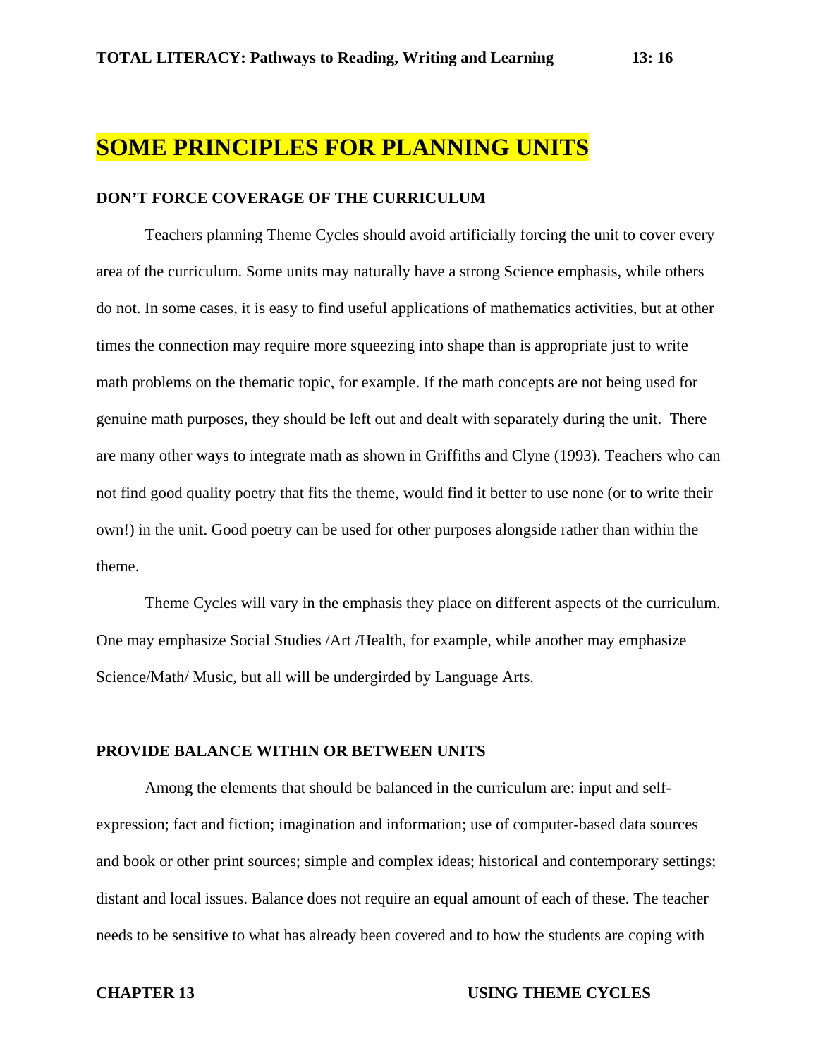# SOME PRINCIPLES FOR PLANNING UNITS

## DON'T FORCE COVERAGE OF THE CURRICULUM

Teachers planning Theme Cycles should avoid artificially forcing the unit to cover every area of the curriculum. Some units may naturally have a strong Science emphasis, while others do not. In some cases, it is easy to find useful applications of mathematics activities, but at other times the connection may require more squeezing into shape than is appropriate just to write math problems on the thematic topic, for example. If the math concepts are not being used for genuine math purposes, they should be left out and dealt with separately during the unit. There are many other ways to integrate math as shown in Griffiths and Clyne (1993). Teachers who can not find good quality poetry that fits the theme, would find it better to use none (or to write their own!) in the unit. Good poetry can be used for other purposes alongside rather than within the theme.

Theme Cycles will vary in the emphasis they place on different aspects of the curriculum. One may emphasize Social Studies /Art /Health, for example, while another may emphasize Science/Math/ Music, but all will be undergirded by Language Arts.

## PROVIDE BALANCE WITHIN OR BETWEEN UNITS

Among the elements that should be balanced in the curriculum are: input and self-expression; fact and fiction; imagination and information; use of computer-based data sources and book or other print sources; simple and complex ideas; historical and contemporary settings; distant and local issues. Balance does not require an equal amount of each of these. The teacher needs to be sensitive to what has already been covered and to how the students are coping with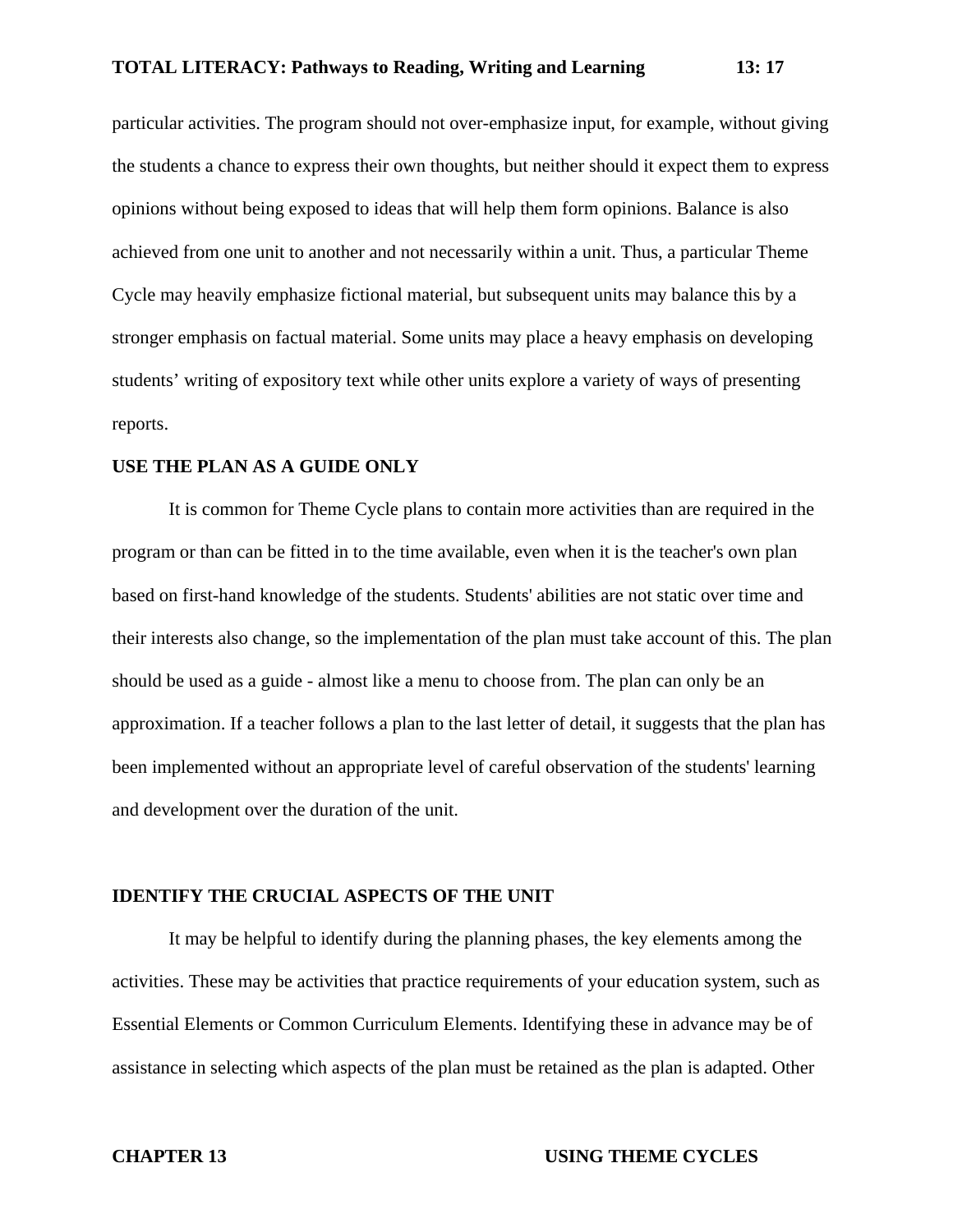particular activities. The program should not over-emphasize input, for example, without giving the students a chance to express their own thoughts, but neither should it expect them to express opinions without being exposed to ideas that will help them form opinions. Balance is also achieved from one unit to another and not necessarily within a unit. Thus, a particular Theme Cycle may heavily emphasize fictional material, but subsequent units may balance this by a stronger emphasis on factual material. Some units may place a heavy emphasis on developing students' writing of expository text while other units explore a variety of ways of presenting reports.

**USE THE PLAN AS A GUIDE ONLY**

It is common for Theme Cycle plans to contain more activities than are required in the program or than can be fitted in to the time available, even when it is the teacher's own plan based on first-hand knowledge of the students. Students' abilities are not static over time and their interests also change, so the implementation of the plan must take account of this. The plan should be used as a guide - almost like a menu to choose from. The plan can only be an approximation. If a teacher follows a plan to the last letter of detail, it suggests that the plan has been implemented without an appropriate level of careful observation of the students' learning and development over the duration of the unit.

**IDENTIFY THE CRUCIAL ASPECTS OF THE UNIT**

It may be helpful to identify during the planning phases, the key elements among the activities. These may be activities that practice requirements of your education system, such as Essential Elements or Common Curriculum Elements. Identifying these in advance may be of assistance in selecting which aspects of the plan must be retained as the plan is adapted. Other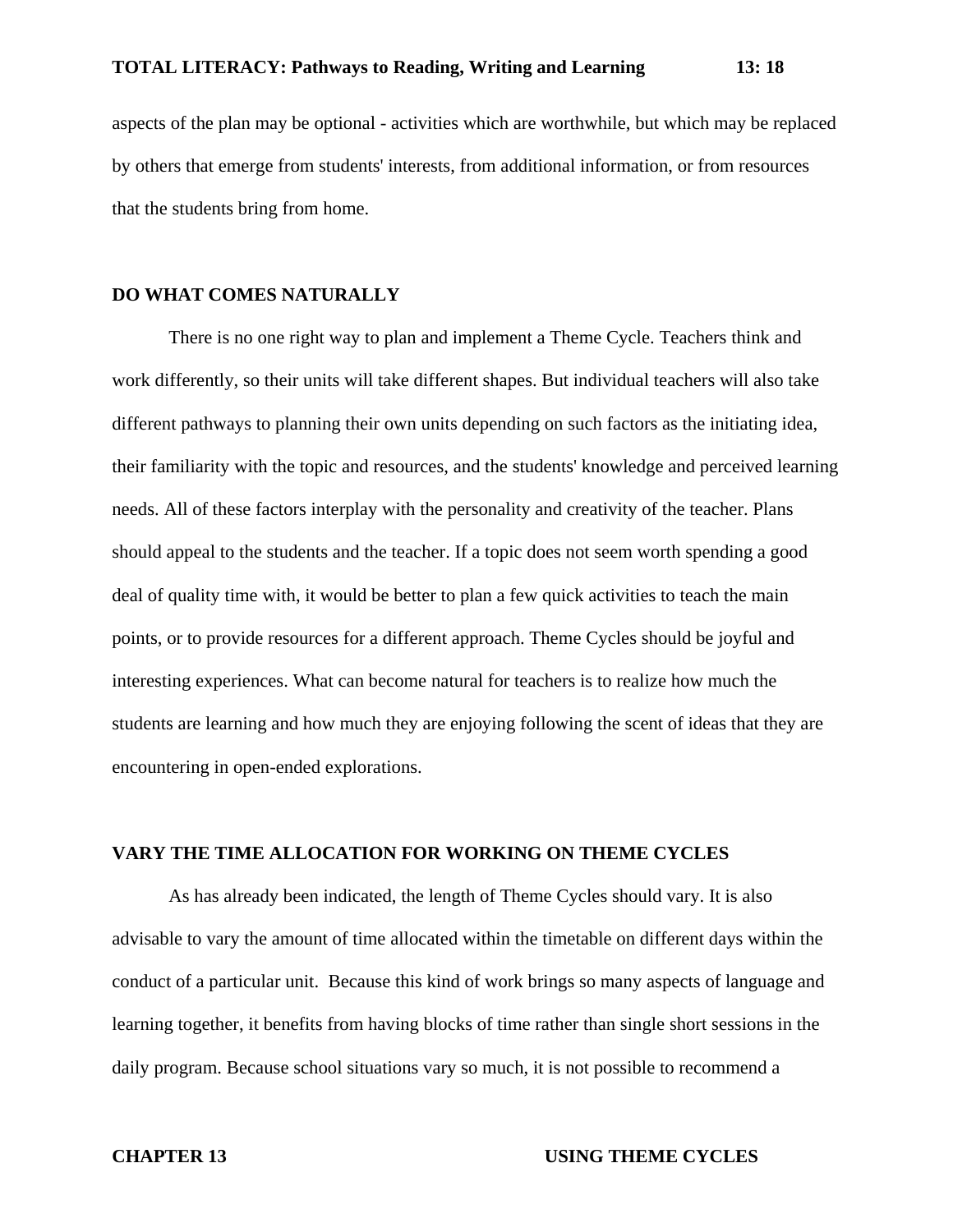aspects of the plan may be optional - activities which are worthwhile, but which may be replaced by others that emerge from students' interests, from additional information, or from resources that the students bring from home.

## DO WHAT COMES NATURALLY

There is no one right way to plan and implement a Theme Cycle. Teachers think and work differently, so their units will take different shapes. But individual teachers will also take different pathways to planning their own units depending on such factors as the initiating idea, their familiarity with the topic and resources, and the students' knowledge and perceived learning needs. All of these factors interplay with the personality and creativity of the teacher. Plans should appeal to the students and the teacher. If a topic does not seem worth spending a good deal of quality time with, it would be better to plan a few quick activities to teach the main points, or to provide resources for a different approach. Theme Cycles should be joyful and interesting experiences. What can become natural for teachers is to realize how much the students are learning and how much they are enjoying following the scent of ideas that they are encountering in open-ended explorations.

## VARY THE TIME ALLOCATION FOR WORKING ON THEME CYCLES

As has already been indicated, the length of Theme Cycles should vary. It is also advisable to vary the amount of time allocated within the timetable on different days within the conduct of a particular unit. Because this kind of work brings so many aspects of language and learning together, it benefits from having blocks of time rather than single short sessions in the daily program. Because school situations vary so much, it is not possible to recommend a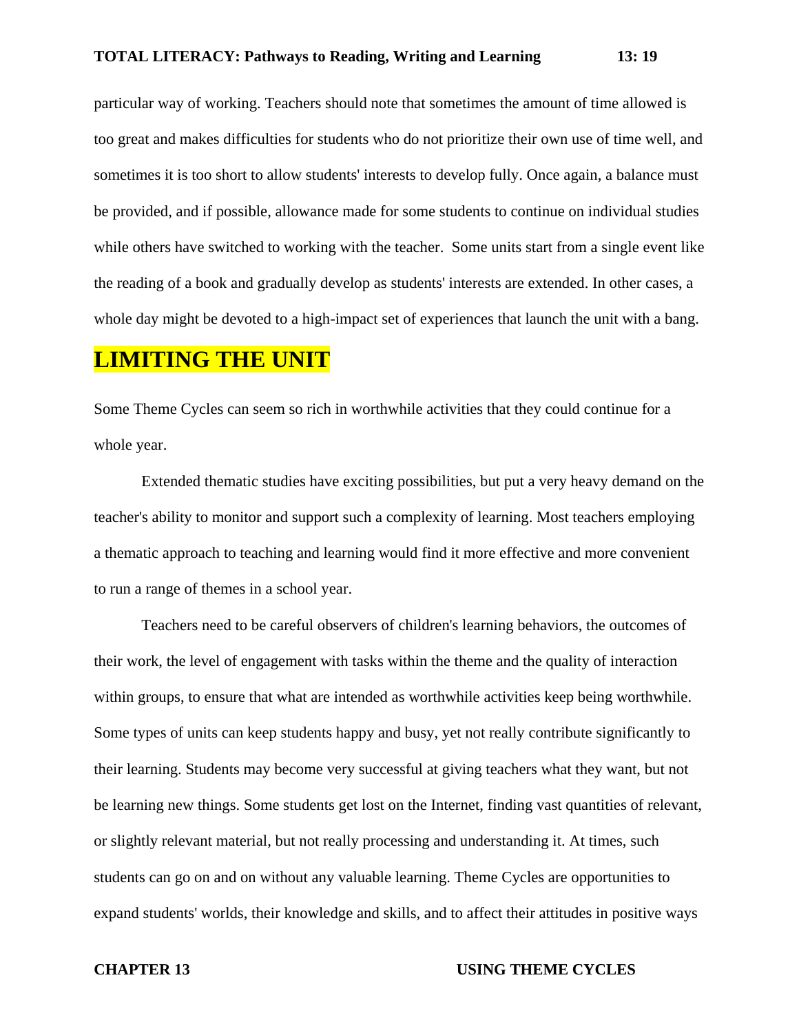particular way of working. Teachers should note that sometimes the amount of time allowed is too great and makes difficulties for students who do not prioritize their own use of time well, and sometimes it is too short to allow students' interests to develop fully. Once again, a balance must be provided, and if possible, allowance made for some students to continue on individual studies while others have switched to working with the teacher. Some units start from a single event like the reading of a book and gradually develop as students' interests are extended. In other cases, a whole day might be devoted to a high-impact set of experiences that launch the unit with a bang.

## LIMITING THE UNIT

Some Theme Cycles can seem so rich in worthwhile activities that they could continue for a whole year.

Extended thematic studies have exciting possibilities, but put a very heavy demand on the teacher's ability to monitor and support such a complexity of learning. Most teachers employing a thematic approach to teaching and learning would find it more effective and more convenient to run a range of themes in a school year.

Teachers need to be careful observers of children's learning behaviors, the outcomes of their work, the level of engagement with tasks within the theme and the quality of interaction within groups, to ensure that what are intended as worthwhile activities keep being worthwhile. Some types of units can keep students happy and busy, yet not really contribute significantly to their learning. Students may become very successful at giving teachers what they want, but not be learning new things. Some students get lost on the Internet, finding vast quantities of relevant, or slightly relevant material, but not really processing and understanding it. At times, such students can go on and on without any valuable learning. Theme Cycles are opportunities to expand students' worlds, their knowledge and skills, and to affect their attitudes in positive ways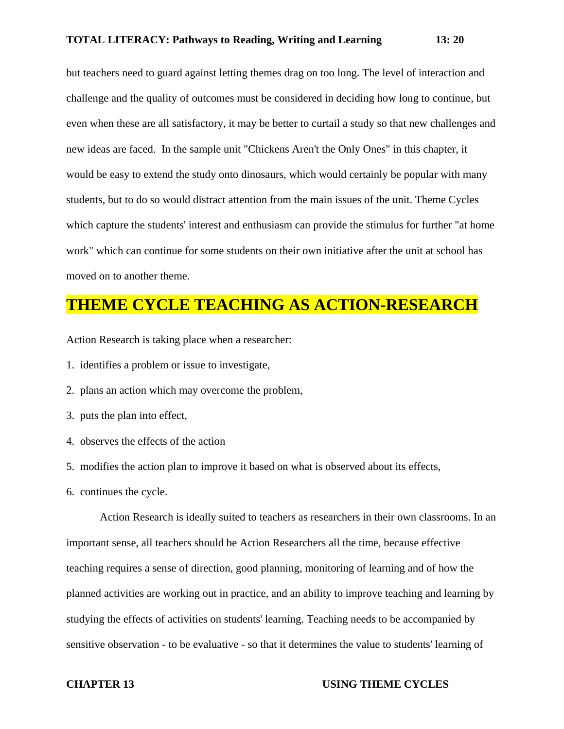but teachers need to guard against letting themes drag on too long. The level of interaction and challenge and the quality of outcomes must be considered in deciding how long to continue, but even when these are all satisfactory, it may be better to curtail a study so that new challenges and new ideas are faced. In the sample unit "Chickens Aren't the Only Ones" in this chapter, it would be easy to extend the study onto dinosaurs, which would certainly be popular with many students, but to do so would distract attention from the main issues of the unit. Theme Cycles which capture the students' interest and enthusiasm can provide the stimulus for further "at home work" which can continue for some students on their own initiative after the unit at school has moved on to another theme.

## THEME CYCLE TEACHING AS ACTION-RESEARCH

Action Research is taking place when a researcher:

1. identifies a problem or issue to investigate,
2. plans an action which may overcome the problem,
3. puts the plan into effect,
4. observes the effects of the action
5. modifies the action plan to improve it based on what is observed about its effects,
6. continues the cycle.

Action Research is ideally suited to teachers as researchers in their own classrooms. In an important sense, all teachers should be Action Researchers all the time, because effective teaching requires a sense of direction, good planning, monitoring of learning and of how the planned activities are working out in practice, and an ability to improve teaching and learning by studying the effects of activities on students' learning. Teaching needs to be accompanied by sensitive observation - to be evaluative - so that it determines the value to students' learning of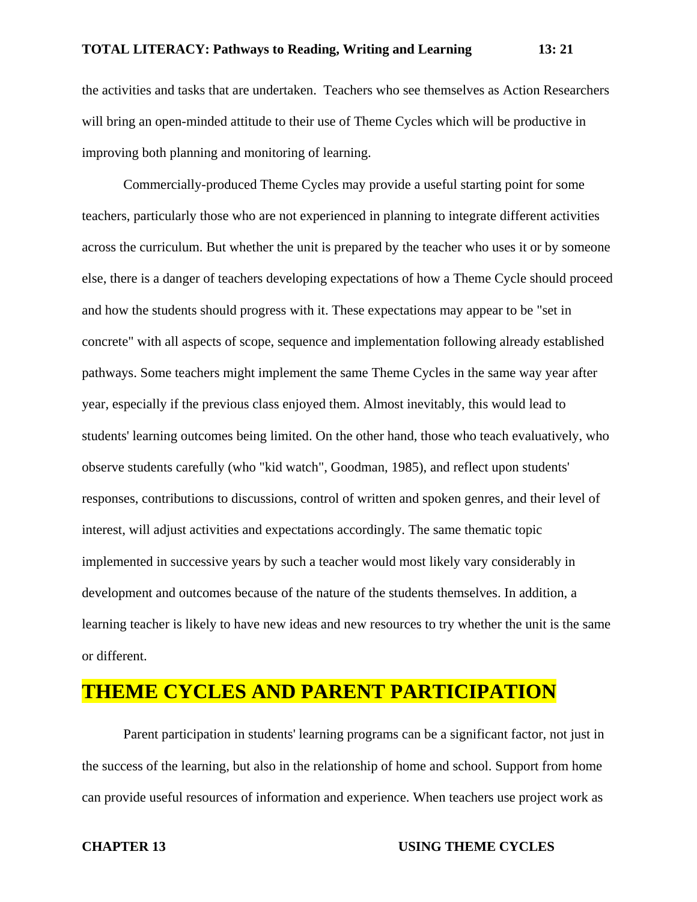the activities and tasks that are undertaken. Teachers who see themselves as Action Researchers will bring an open-minded attitude to their use of Theme Cycles which will be productive in improving both planning and monitoring of learning.

Commercially-produced Theme Cycles may provide a useful starting point for some teachers, particularly those who are not experienced in planning to integrate different activities across the curriculum. But whether the unit is prepared by the teacher who uses it or by someone else, there is a danger of teachers developing expectations of how a Theme Cycle should proceed and how the students should progress with it. These expectations may appear to be "set in concrete" with all aspects of scope, sequence and implementation following already established pathways. Some teachers might implement the same Theme Cycles in the same way year after year, especially if the previous class enjoyed them. Almost inevitably, this would lead to students' learning outcomes being limited. On the other hand, those who teach evaluatively, who observe students carefully (who "kid watch", Goodman, 1985), and reflect upon students' responses, contributions to discussions, control of written and spoken genres, and their level of interest, will adjust activities and expectations accordingly. The same thematic topic implemented in successive years by such a teacher would most likely vary considerably in development and outcomes because of the nature of the students themselves. In addition, a learning teacher is likely to have new ideas and new resources to try whether the unit is the same or different.

## THEME CYCLES AND PARENT PARTICIPATION

Parent participation in students' learning programs can be a significant factor, not just in the success of the learning, but also in the relationship of home and school. Support from home can provide useful resources of information and experience. When teachers use project work as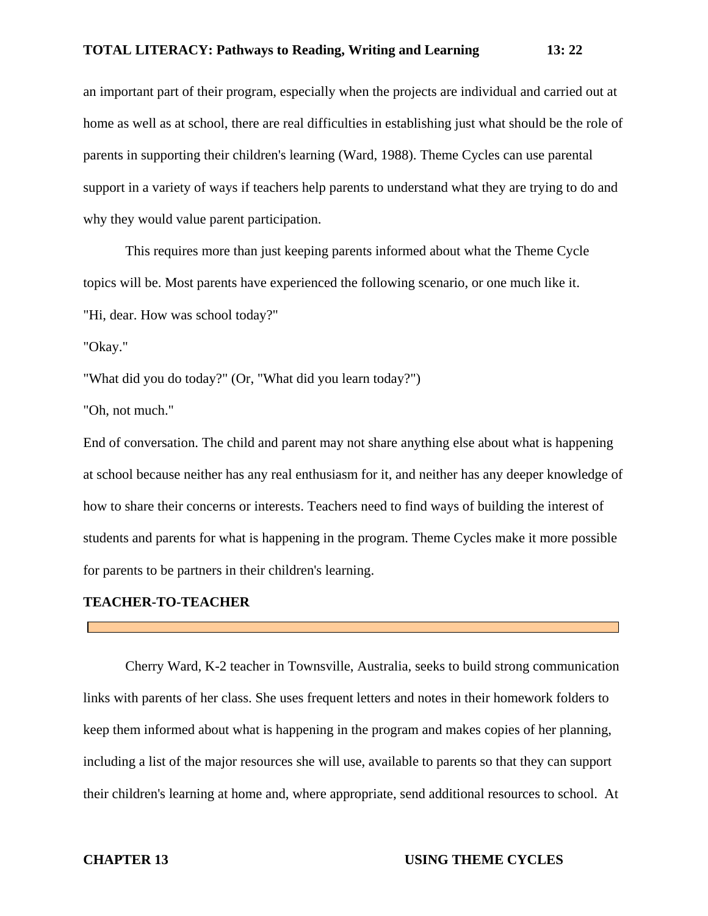an important part of their program, especially when the projects are individual and carried out at home as well as at school, there are real difficulties in establishing just what should be the role of parents in supporting their children's learning (Ward, 1988). Theme Cycles can use parental support in a variety of ways if teachers help parents to understand what they are trying to do and why they would value parent participation.

This requires more than just keeping parents informed about what the Theme Cycle topics will be. Most parents have experienced the following scenario, or one much like it.

"Hi, dear. How was school today?"

"Okay."

"What did you do today?" (Or, "What did you learn today?")

"Oh, not much."

End of conversation. The child and parent may not share anything else about what is happening at school because neither has any real enthusiasm for it, and neither has any deeper knowledge of how to share their concerns or interests. Teachers need to find ways of building the interest of students and parents for what is happening in the program. Theme Cycles make it more possible for parents to be partners in their children's learning.

**TEACHER-TO-TEACHER**

Cherry Ward, K-2 teacher in Townsville, Australia, seeks to build strong communication links with parents of her class. She uses frequent letters and notes in their homework folders to keep them informed about what is happening in the program and makes copies of her planning, including a list of the major resources she will use, available to parents so that they can support their children's learning at home and, where appropriate, send additional resources to school. At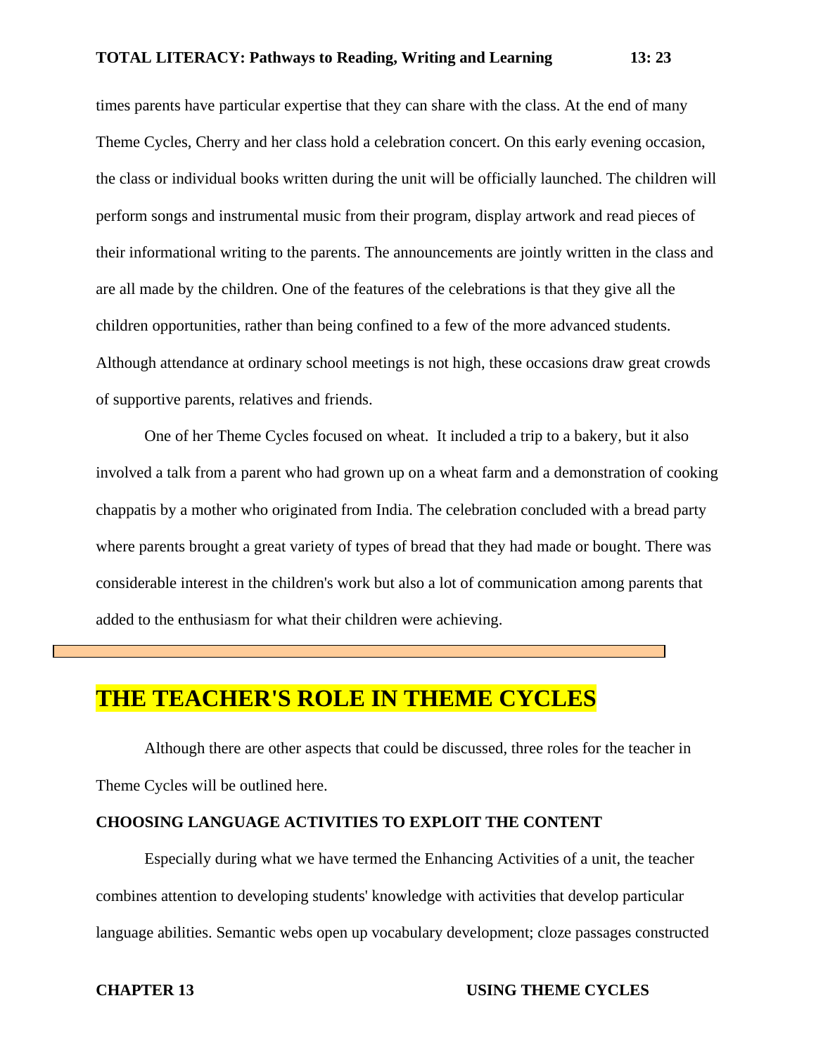times parents have particular expertise that they can share with the class. At the end of many Theme Cycles, Cherry and her class hold a celebration concert. On this early evening occasion, the class or individual books written during the unit will be officially launched. The children will perform songs and instrumental music from their program, display artwork and read pieces of their informational writing to the parents. The announcements are jointly written in the class and are all made by the children. One of the features of the celebrations is that they give all the children opportunities, rather than being confined to a few of the more advanced students. Although attendance at ordinary school meetings is not high, these occasions draw great crowds of supportive parents, relatives and friends.

One of her Theme Cycles focused on wheat. It included a trip to a bakery, but it also involved a talk from a parent who had grown up on a wheat farm and a demonstration of cooking chappatis by a mother who originated from India. The celebration concluded with a bread party where parents brought a great variety of types of bread that they had made or bought. There was considerable interest in the children's work but also a lot of communication among parents that added to the enthusiasm for what their children were achieving.

## THE TEACHER'S ROLE IN THEME CYCLES

Although there are other aspects that could be discussed, three roles for the teacher in Theme Cycles will be outlined here.

### CHOOSING LANGUAGE ACTIVITIES TO EXPLOIT THE CONTENT

Especially during what we have termed the Enhancing Activities of a unit, the teacher combines attention to developing students' knowledge with activities that develop particular language abilities. Semantic webs open up vocabulary development; cloze passages constructed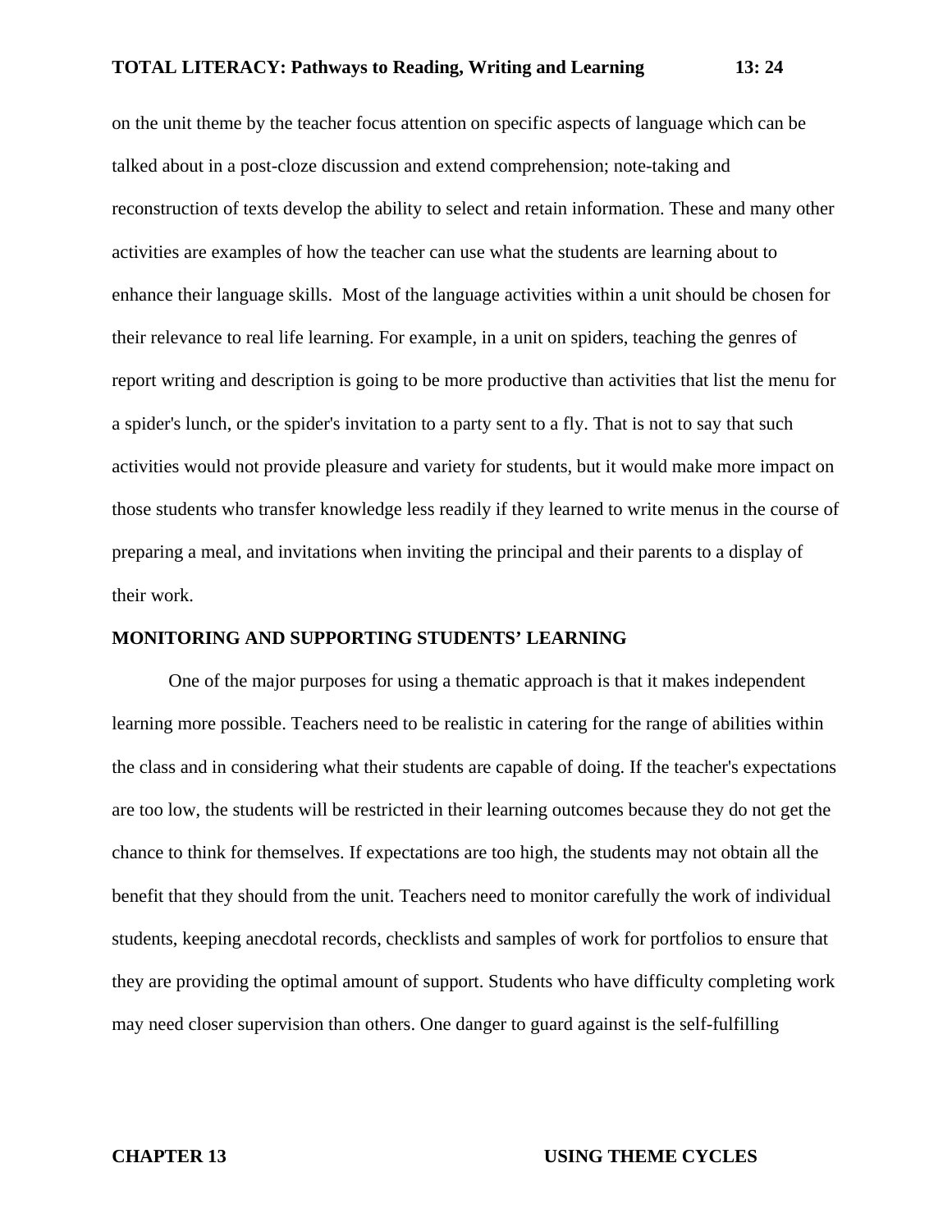on the unit theme by the teacher focus attention on specific aspects of language which can be talked about in a post-cloze discussion and extend comprehension; note-taking and reconstruction of texts develop the ability to select and retain information. These and many other activities are examples of how the teacher can use what the students are learning about to enhance their language skills. Most of the language activities within a unit should be chosen for their relevance to real life learning. For example, in a unit on spiders, teaching the genres of report writing and description is going to be more productive than activities that list the menu for a spider's lunch, or the spider's invitation to a party sent to a fly. That is not to say that such activities would not provide pleasure and variety for students, but it would make more impact on those students who transfer knowledge less readily if they learned to write menus in the course of preparing a meal, and invitations when inviting the principal and their parents to a display of their work.

## MONITORING AND SUPPORTING STUDENTS' LEARNING

One of the major purposes for using a thematic approach is that it makes independent learning more possible. Teachers need to be realistic in catering for the range of abilities within the class and in considering what their students are capable of doing. If the teacher's expectations are too low, the students will be restricted in their learning outcomes because they do not get the chance to think for themselves. If expectations are too high, the students may not obtain all the benefit that they should from the unit. Teachers need to monitor carefully the work of individual students, keeping anecdotal records, checklists and samples of work for portfolios to ensure that they are providing the optimal amount of support. Students who have difficulty completing work may need closer supervision than others. One danger to guard against is the self-fulfilling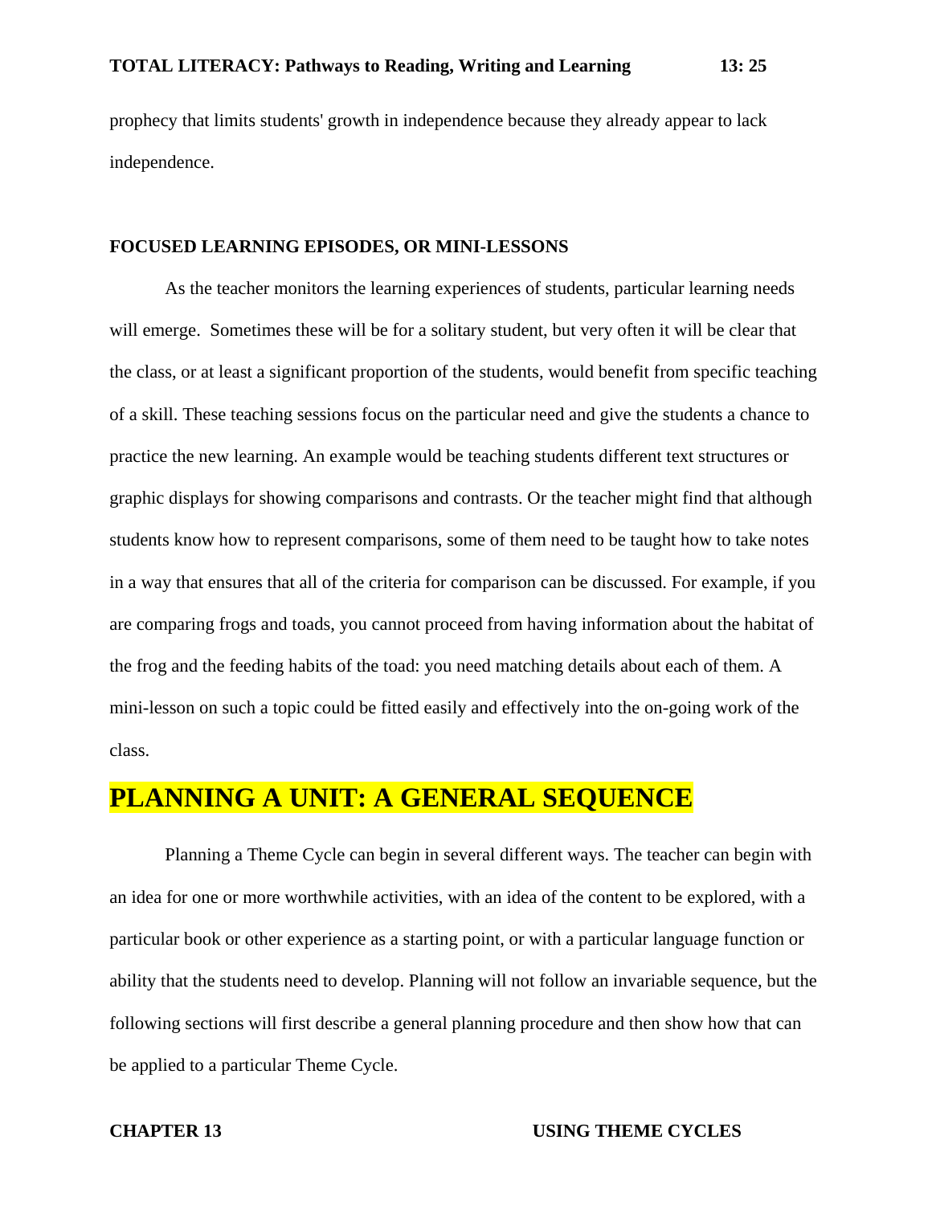prophecy that limits students' growth in independence because they already appear to lack independence.

### FOCUSED LEARNING EPISODES, OR MINI-LESSONS

As the teacher monitors the learning experiences of students, particular learning needs will emerge. Sometimes these will be for a solitary student, but very often it will be clear that the class, or at least a significant proportion of the students, would benefit from specific teaching of a skill. These teaching sessions focus on the particular need and give the students a chance to practice the new learning. An example would be teaching students different text structures or graphic displays for showing comparisons and contrasts. Or the teacher might find that although students know how to represent comparisons, some of them need to be taught how to take notes in a way that ensures that all of the criteria for comparison can be discussed. For example, if you are comparing frogs and toads, you cannot proceed from having information about the habitat of the frog and the feeding habits of the toad: you need matching details about each of them. A mini-lesson on such a topic could be fitted easily and effectively into the on-going work of the class.

## PLANNING A UNIT: A GENERAL SEQUENCE

Planning a Theme Cycle can begin in several different ways. The teacher can begin with an idea for one or more worthwhile activities, with an idea of the content to be explored, with a particular book or other experience as a starting point, or with a particular language function or ability that the students need to develop. Planning will not follow an invariable sequence, but the following sections will first describe a general planning procedure and then show how that can be applied to a particular Theme Cycle.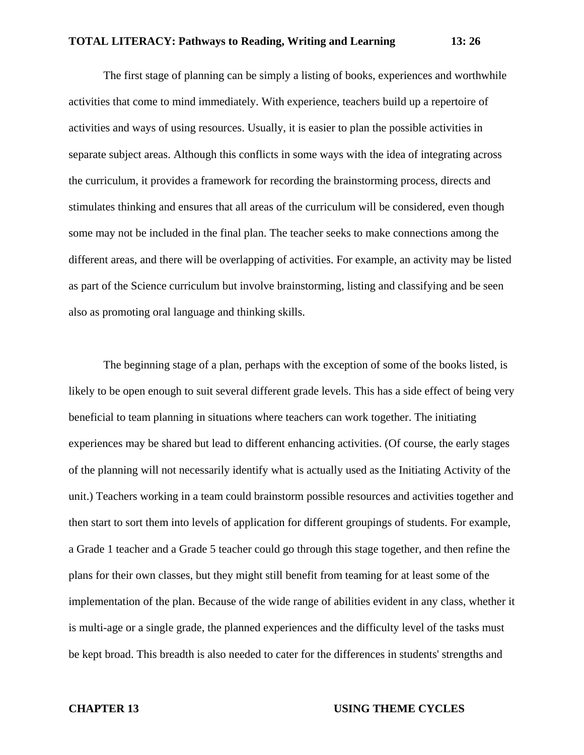The first stage of planning can be simply a listing of books, experiences and worthwhile activities that come to mind immediately. With experience, teachers build up a repertoire of activities and ways of using resources. Usually, it is easier to plan the possible activities in separate subject areas. Although this conflicts in some ways with the idea of integrating across the curriculum, it provides a framework for recording the brainstorming process, directs and stimulates thinking and ensures that all areas of the curriculum will be considered, even though some may not be included in the final plan. The teacher seeks to make connections among the different areas, and there will be overlapping of activities. For example, an activity may be listed as part of the Science curriculum but involve brainstorming, listing and classifying and be seen also as promoting oral language and thinking skills.

The beginning stage of a plan, perhaps with the exception of some of the books listed, is likely to be open enough to suit several different grade levels. This has a side effect of being very beneficial to team planning in situations where teachers can work together. The initiating experiences may be shared but lead to different enhancing activities. (Of course, the early stages of the planning will not necessarily identify what is actually used as the Initiating Activity of the unit.) Teachers working in a team could brainstorm possible resources and activities together and then start to sort them into levels of application for different groupings of students. For example, a Grade 1 teacher and a Grade 5 teacher could go through this stage together, and then refine the plans for their own classes, but they might still benefit from teaming for at least some of the implementation of the plan. Because of the wide range of abilities evident in any class, whether it is multi-age or a single grade, the planned experiences and the difficulty level of the tasks must be kept broad. This breadth is also needed to cater for the differences in students' strengths and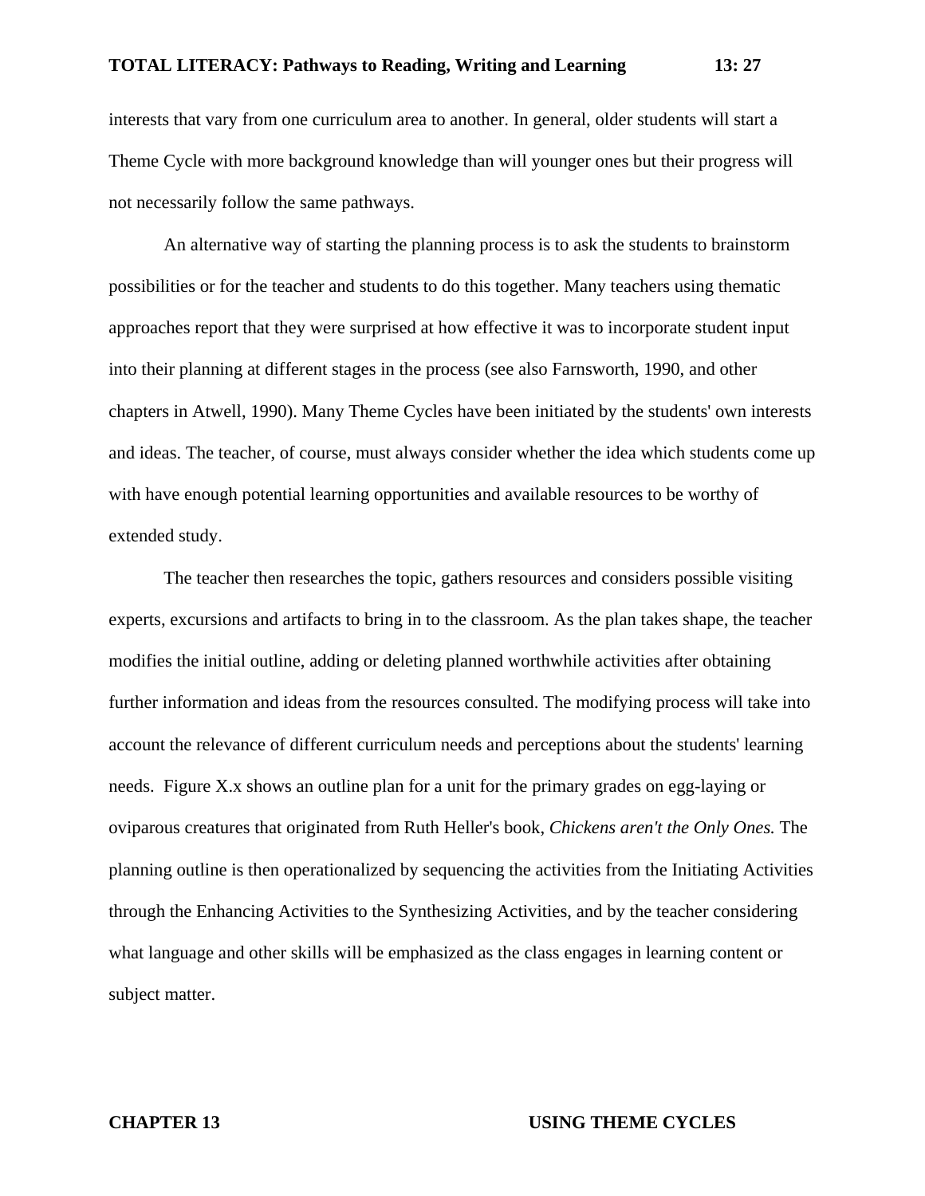interests that vary from one curriculum area to another. In general, older students will start a Theme Cycle with more background knowledge than will younger ones but their progress will not necessarily follow the same pathways.

An alternative way of starting the planning process is to ask the students to brainstorm possibilities or for the teacher and students to do this together. Many teachers using thematic approaches report that they were surprised at how effective it was to incorporate student input into their planning at different stages in the process (see also Farnsworth, 1990, and other chapters in Atwell, 1990). Many Theme Cycles have been initiated by the students' own interests and ideas. The teacher, of course, must always consider whether the idea which students come up with have enough potential learning opportunities and available resources to be worthy of extended study.

The teacher then researches the topic, gathers resources and considers possible visiting experts, excursions and artifacts to bring in to the classroom. As the plan takes shape, the teacher modifies the initial outline, adding or deleting planned worthwhile activities after obtaining further information and ideas from the resources consulted. The modifying process will take into account the relevance of different curriculum needs and perceptions about the students' learning needs. Figure X.x shows an outline plan for a unit for the primary grades on egg-laying or oviparous creatures that originated from Ruth Heller's book, *Chickens aren't the Only Ones.* The planning outline is then operationalized by sequencing the activities from the Initiating Activities through the Enhancing Activities to the Synthesizing Activities, and by the teacher considering what language and other skills will be emphasized as the class engages in learning content or subject matter.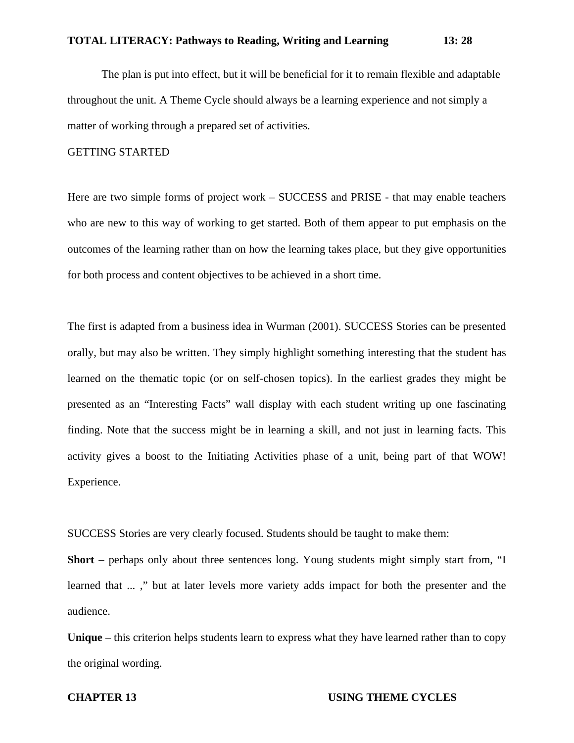The plan is put into effect, but it will be beneficial for it to remain flexible and adaptable throughout the unit. A Theme Cycle should always be a learning experience and not simply a matter of working through a prepared set of activities.

## GETTING STARTED

Here are two simple forms of project work – SUCCESS and PRISE - that may enable teachers who are new to this way of working to get started. Both of them appear to put emphasis on the outcomes of the learning rather than on how the learning takes place, but they give opportunities for both process and content objectives to be achieved in a short time.

The first is adapted from a business idea in Wurman (2001). SUCCESS Stories can be presented orally, but may also be written. They simply highlight something interesting that the student has learned on the thematic topic (or on self-chosen topics). In the earliest grades they might be presented as an "Interesting Facts" wall display with each student writing up one fascinating finding. Note that the success might be in learning a skill, and not just in learning facts. This activity gives a boost to the Initiating Activities phase of a unit, being part of that WOW! Experience.

SUCCESS Stories are very clearly focused. Students should be taught to make them:

**Short** – perhaps only about three sentences long. Young students might simply start from, "I learned that ... ," but at later levels more variety adds impact for both the presenter and the audience.

**Unique** – this criterion helps students learn to express what they have learned rather than to copy the original wording.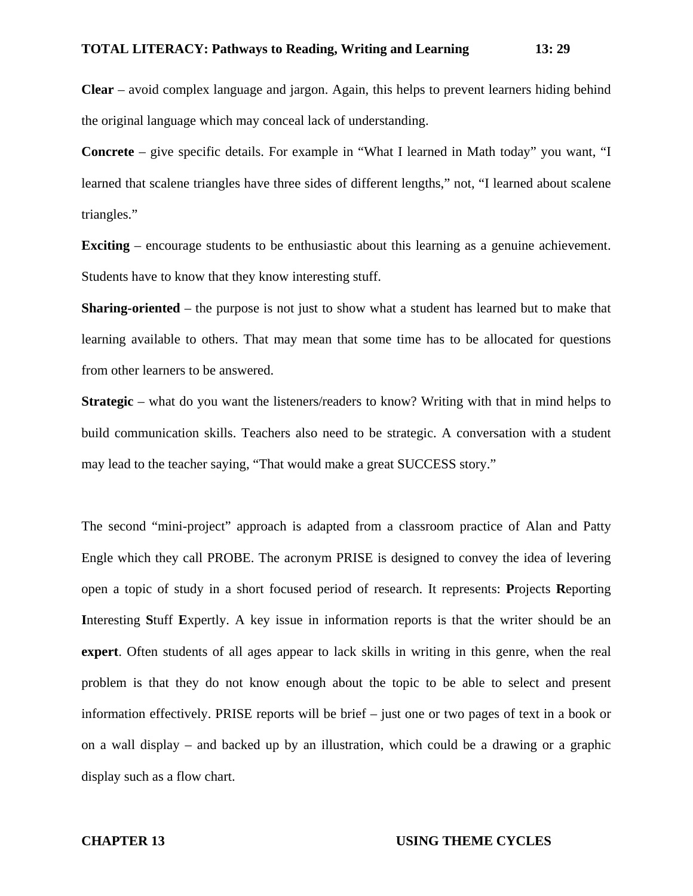**Clear** – avoid complex language and jargon. Again, this helps to prevent learners hiding behind the original language which may conceal lack of understanding.

**Concrete** – give specific details. For example in "What I learned in Math today" you want, "I learned that scalene triangles have three sides of different lengths," not, "I learned about scalene triangles."

**Exciting** – encourage students to be enthusiastic about this learning as a genuine achievement. Students have to know that they know interesting stuff.

**Sharing-oriented** – the purpose is not just to show what a student has learned but to make that learning available to others. That may mean that some time has to be allocated for questions from other learners to be answered.

**Strategic** – what do you want the listeners/readers to know? Writing with that in mind helps to build communication skills. Teachers also need to be strategic. A conversation with a student may lead to the teacher saying, "That would make a great SUCCESS story."

The second "mini-project" approach is adapted from a classroom practice of Alan and Patty Engle which they call PROBE. The acronym PRISE is designed to convey the idea of levering open a topic of study in a short focused period of research. It represents: **P**rojects **R**eporting **I**nteresting **S**tuff **E**xpertly. A key issue in information reports is that the writer should be an **expert**. Often students of all ages appear to lack skills in writing in this genre, when the real problem is that they do not know enough about the topic to be able to select and present information effectively. PRISE reports will be brief – just one or two pages of text in a book or on a wall display – and backed up by an illustration, which could be a drawing or a graphic display such as a flow chart.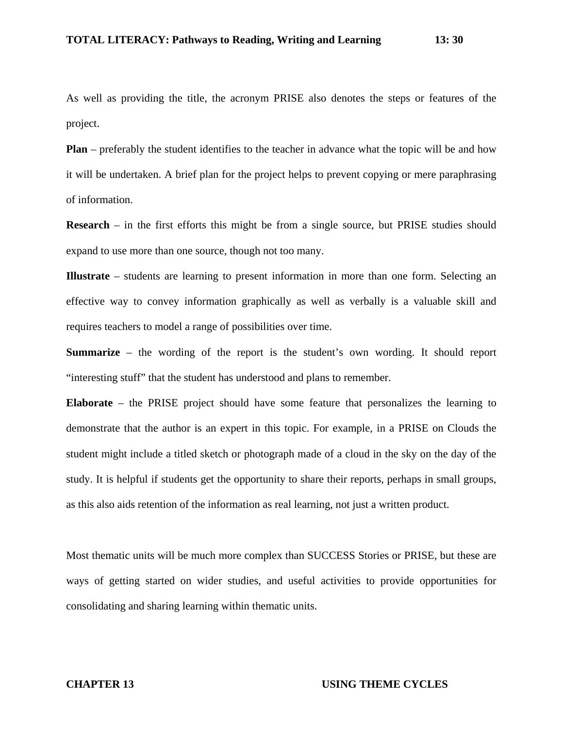As well as providing the title, the acronym PRISE also denotes the steps or features of the project.

**Plan** – preferably the student identifies to the teacher in advance what the topic will be and how it will be undertaken. A brief plan for the project helps to prevent copying or mere paraphrasing of information.

**Research** – in the first efforts this might be from a single source, but PRISE studies should expand to use more than one source, though not too many.

**Illustrate** – students are learning to present information in more than one form. Selecting an effective way to convey information graphically as well as verbally is a valuable skill and requires teachers to model a range of possibilities over time.

**Summarize** – the wording of the report is the student's own wording. It should report "interesting stuff" that the student has understood and plans to remember.

**Elaborate** – the PRISE project should have some feature that personalizes the learning to demonstrate that the author is an expert in this topic. For example, in a PRISE on Clouds the student might include a titled sketch or photograph made of a cloud in the sky on the day of the study. It is helpful if students get the opportunity to share their reports, perhaps in small groups, as this also aids retention of the information as real learning, not just a written product.

Most thematic units will be much more complex than SUCCESS Stories or PRISE, but these are ways of getting started on wider studies, and useful activities to provide opportunities for consolidating and sharing learning within thematic units.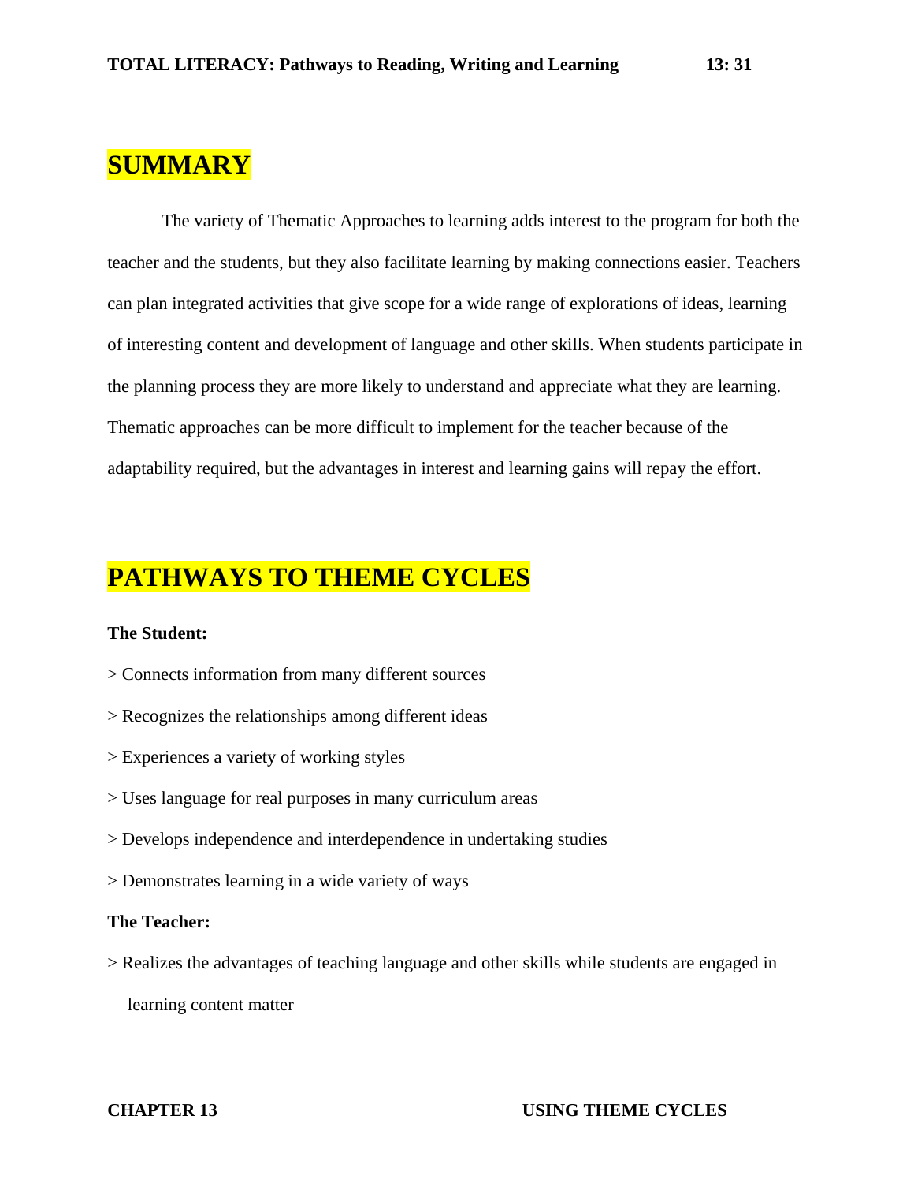## SUMMARY

The variety of Thematic Approaches to learning adds interest to the program for both the teacher and the students, but they also facilitate learning by making connections easier. Teachers can plan integrated activities that give scope for a wide range of explorations of ideas, learning of interesting content and development of language and other skills. When students participate in the planning process they are more likely to understand and appreciate what they are learning. Thematic approaches can be more difficult to implement for the teacher because of the adaptability required, but the advantages in interest and learning gains will repay the effort.

## PATHWAYS TO THEME CYCLES

**The Student:**

> Connects information from many different sources

> Recognizes the relationships among different ideas

> Experiences a variety of working styles

> Uses language for real purposes in many curriculum areas

> Develops independence and interdependence in undertaking studies

> Demonstrates learning in a wide variety of ways

**The Teacher:**

> Realizes the advantages of teaching language and other skills while students are engaged in learning content matter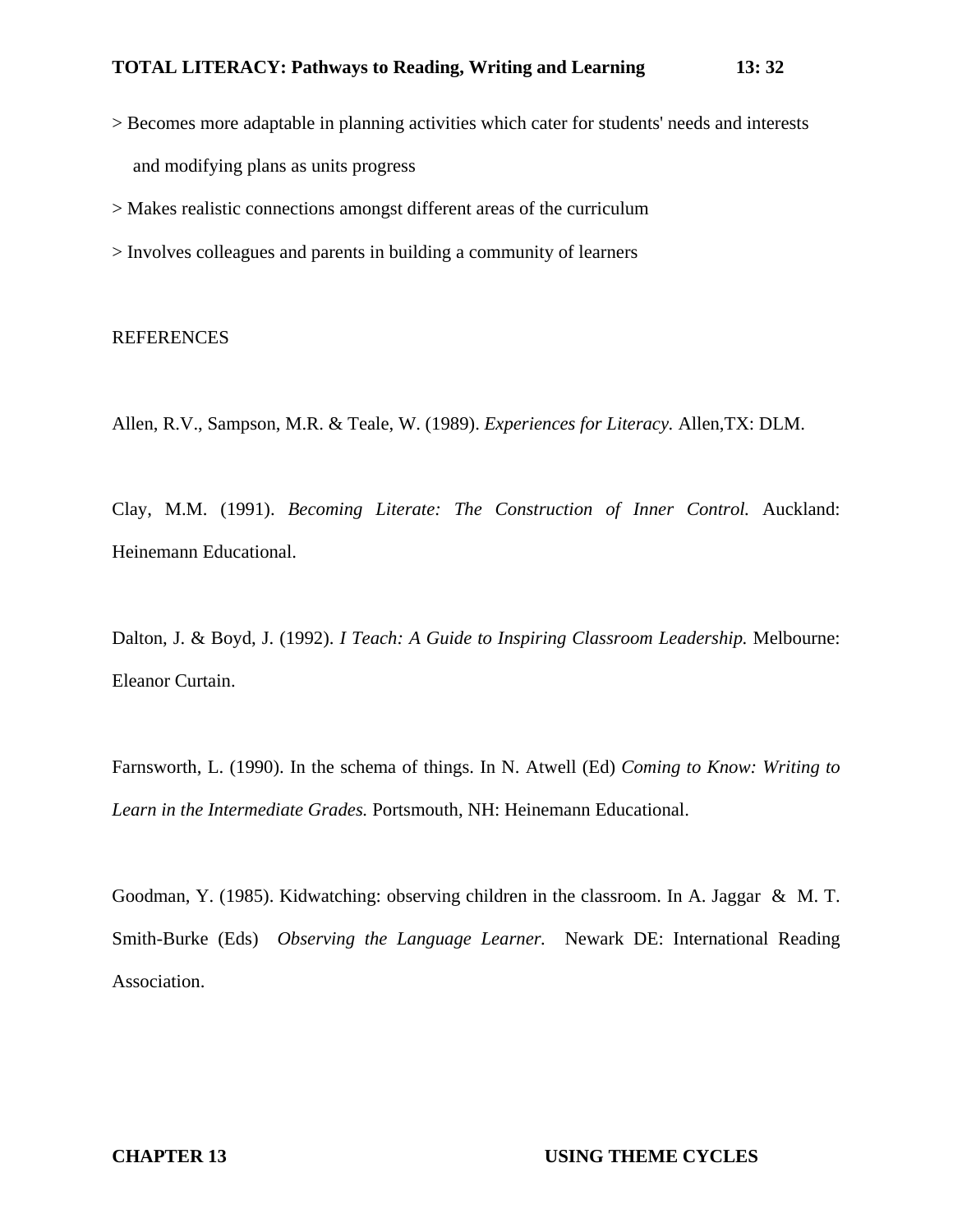> Becomes more adaptable in planning activities which cater for students' needs and interests and modifying plans as units progress

> Makes realistic connections amongst different areas of the curriculum

> Involves colleagues and parents in building a community of learners

REFERENCES

Allen, R.V., Sampson, M.R. & Teale, W. (1989). *Experiences for Literacy.* Allen,TX: DLM.

Clay, M.M. (1991). *Becoming Literate: The Construction of Inner Control.* Auckland: Heinemann Educational.

Dalton, J. & Boyd, J. (1992). *I Teach: A Guide to Inspiring Classroom Leadership.* Melbourne: Eleanor Curtain.

Farnsworth, L. (1990). In the schema of things. In N. Atwell (Ed) *Coming to Know: Writing to Learn in the Intermediate Grades.* Portsmouth, NH: Heinemann Educational.

Goodman, Y. (1985). Kidwatching: observing children in the classroom. In A. Jaggar & M. T. Smith-Burke (Eds) *Observing the Language Learner.* Newark DE: International Reading Association.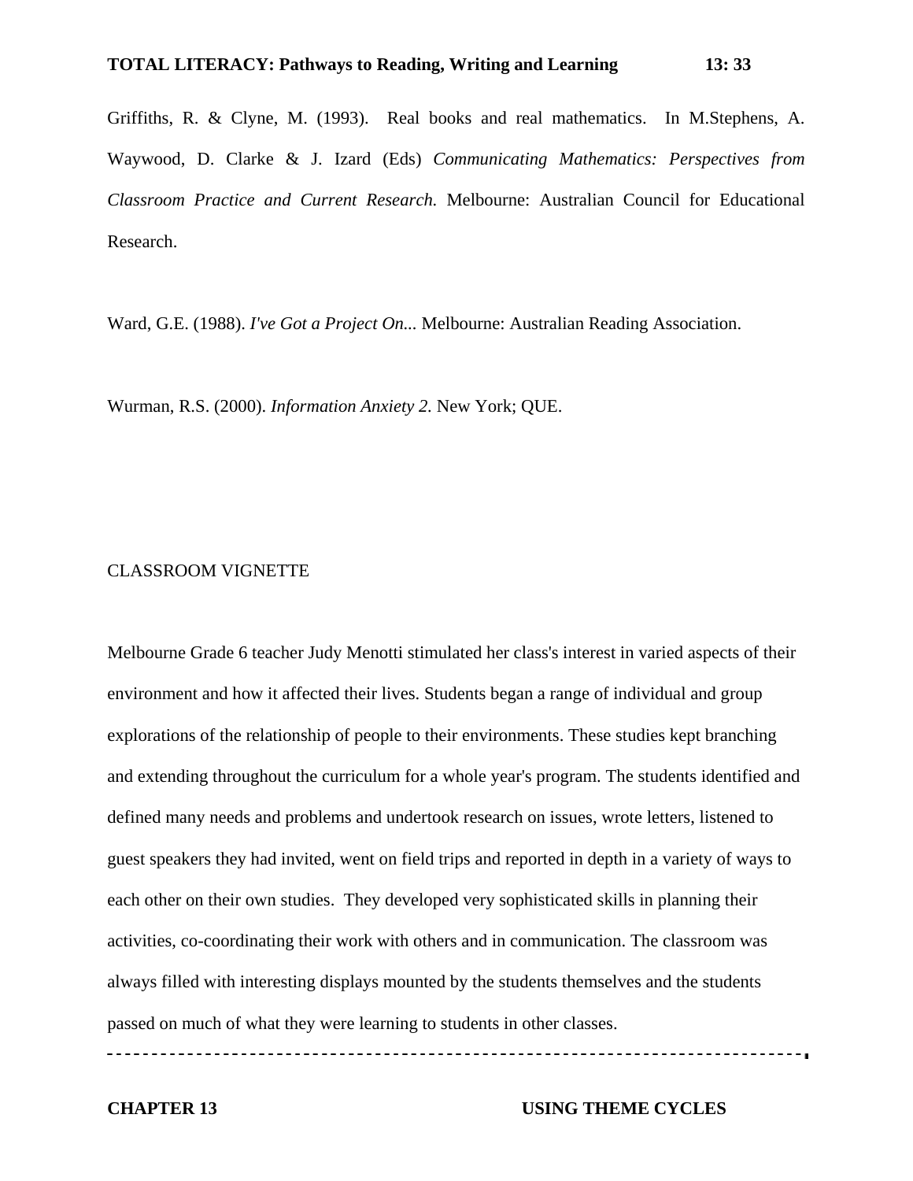Griffiths, R. & Clyne, M. (1993). Real books and real mathematics. In M.Stephens, A. Waywood, D. Clarke & J. Izard (Eds) *Communicating Mathematics: Perspectives from Classroom Practice and Current Research.* Melbourne: Australian Council for Educational Research.

Ward, G.E. (1988). *I've Got a Project On...* Melbourne: Australian Reading Association.

Wurman, R.S. (2000). *Information Anxiety 2.* New York; QUE.

CLASSROOM VIGNETTE

Melbourne Grade 6 teacher Judy Menotti stimulated her class's interest in varied aspects of their environment and how it affected their lives. Students began a range of individual and group explorations of the relationship of people to their environments. These studies kept branching and extending throughout the curriculum for a whole year's program. The students identified and defined many needs and problems and undertook research on issues, wrote letters, listened to guest speakers they had invited, went on field trips and reported in depth in a variety of ways to each other on their own studies. They developed very sophisticated skills in planning their activities, co-coordinating their work with others and in communication. The classroom was always filled with interesting displays mounted by the students themselves and the students passed on much of what they were learning to students in other classes.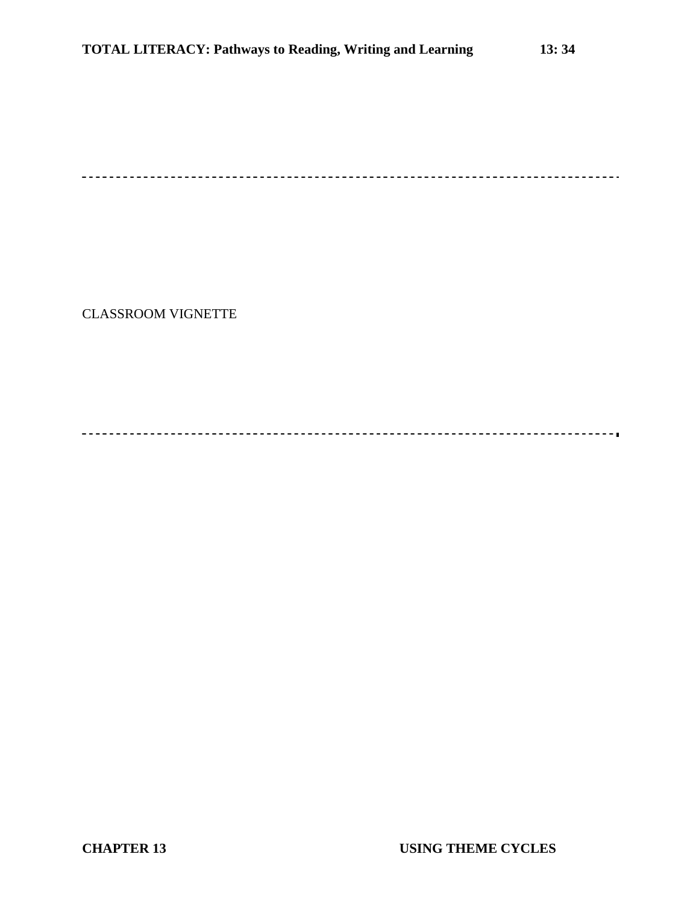---

CLASSROOM VIGNETTE

---